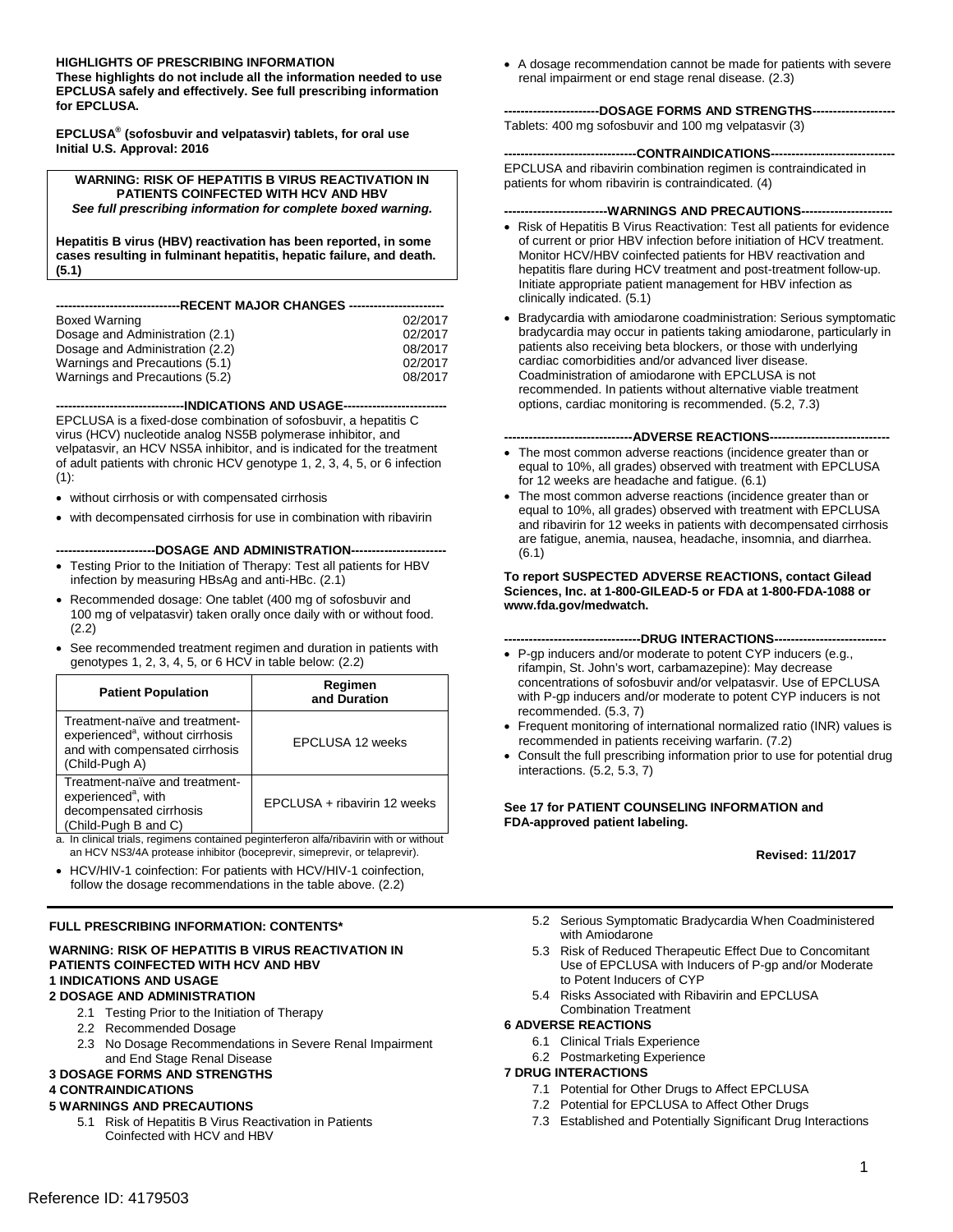**HIGHLIGHTS OF PRESCRIBING INFORMATION**
**These highlights do not include all the information needed to use EPCLUSA safely and effectively. See full prescribing information for EPCLUSA.**

**EPCLUSA® (sofosbuvir and velpatasvir) tablets, for oral use**
**Initial U.S. Approval: 2016**

**WARNING: RISK OF HEPATITIS B VIRUS REACTIVATION IN PATIENTS COINFECTED WITH HCV AND HBV**
***See full prescribing information for complete boxed warning.***

**Hepatitis B virus (HBV) reactivation has been reported, in some cases resulting in fulminant hepatitis, hepatic failure, and death. (5.1)**

**RECENT MAJOR CHANGES**

| | |
|---|---|
| Boxed Warning | 02/2017 |
| Dosage and Administration (2.1) | 02/2017 |
| Dosage and Administration (2.2) | 08/2017 |
| Warnings and Precautions (5.1) | 02/2017 |
| Warnings and Precautions (5.2) | 08/2017 |

**INDICATIONS AND USAGE**

EPCLUSA is a fixed-dose combination of sofosbuvir, a hepatitis C virus (HCV) nucleotide analog NS5B polymerase inhibitor, and velpatasvir, an HCV NS5A inhibitor, and is indicated for the treatment of adult patients with chronic HCV genotype 1, 2, 3, 4, 5, or 6 infection (1):

- without cirrhosis or with compensated cirrhosis
- with decompensated cirrhosis for use in combination with ribavirin

**DOSAGE AND ADMINISTRATION**

- Testing Prior to the Initiation of Therapy: Test all patients for HBV infection by measuring HBsAg and anti-HBc. (2.1)
- Recommended dosage: One tablet (400 mg of sofosbuvir and 100 mg of velpatasvir) taken orally once daily with or without food. (2.2)
- See recommended treatment regimen and duration in patients with genotypes 1, 2, 3, 4, 5, or 6 HCV in table below: (2.2)

| Patient Population | Regimen and Duration |
|---|---|
| Treatment-naïve and treatment-experienced[a], without cirrhosis and with compensated cirrhosis (Child-Pugh A) | EPCLUSA 12 weeks |
| Treatment-naïve and treatment-experienced[a], with decompensated cirrhosis (Child-Pugh B and C) | EPCLUSA + ribavirin 12 weeks |

a. In clinical trials, regimens contained peginterferon alfa/ribavirin with or without an HCV NS3/4A protease inhibitor (boceprevir, simeprevir, or telaprevir).

- HCV/HIV-1 coinfection: For patients with HCV/HIV-1 coinfection, follow the dosage recommendations in the table above. (2.2)
- A dosage recommendation cannot be made for patients with severe renal impairment or end stage renal disease. (2.3)

**DOSAGE FORMS AND STRENGTHS**

Tablets: 400 mg sofosbuvir and 100 mg velpatasvir (3)

**CONTRAINDICATIONS**

EPCLUSA and ribavirin combination regimen is contraindicated in patients for whom ribavirin is contraindicated. (4)

**WARNINGS AND PRECAUTIONS**

- Risk of Hepatitis B Virus Reactivation: Test all patients for evidence of current or prior HBV infection before initiation of HCV treatment. Monitor HCV/HBV coinfected patients for HBV reactivation and hepatitis flare during HCV treatment and post-treatment follow-up. Initiate appropriate patient management for HBV infection as clinically indicated. (5.1)
- Bradycardia with amiodarone coadministration: Serious symptomatic bradycardia may occur in patients taking amiodarone, particularly in patients also receiving beta blockers, or those with underlying cardiac comorbidities and/or advanced liver disease. Coadministration of amiodarone with EPCLUSA is not recommended. In patients without alternative viable treatment options, cardiac monitoring is recommended. (5.2, 7.3)

**ADVERSE REACTIONS**

- The most common adverse reactions (incidence greater than or equal to 10%, all grades) observed with treatment with EPCLUSA for 12 weeks are headache and fatigue. (6.1)
- The most common adverse reactions (incidence greater than or equal to 10%, all grades) observed with treatment with EPCLUSA and ribavirin for 12 weeks in patients with decompensated cirrhosis are fatigue, anemia, nausea, headache, insomnia, and diarrhea. (6.1)

**To report SUSPECTED ADVERSE REACTIONS, contact Gilead Sciences, Inc. at 1-800-GILEAD-5 or FDA at 1-800-FDA-1088 or www.fda.gov/medwatch.**

**DRUG INTERACTIONS**

- P-gp inducers and/or moderate to potent CYP inducers (e.g., rifampin, St. John's wort, carbamazepine): May decrease concentrations of sofosbuvir and/or velpatasvir. Use of EPCLUSA with P-gp inducers and/or moderate to potent CYP inducers is not recommended. (5.3, 7)
- Frequent monitoring of international normalized ratio (INR) values is recommended in patients receiving warfarin. (7.2)
- Consult the full prescribing information prior to use for potential drug interactions. (5.2, 5.3, 7)

**See 17 for PATIENT COUNSELING INFORMATION and FDA-approved patient labeling.**

**Revised: 11/2017**

**FULL PRESCRIBING INFORMATION: CONTENTS***

**WARNING: RISK OF HEPATITIS B VIRUS REACTIVATION IN PATIENTS COINFECTED WITH HCV AND HBV**
**1 INDICATIONS AND USAGE**
**2 DOSAGE AND ADMINISTRATION**
- 2.1 Testing Prior to the Initiation of Therapy
- 2.2 Recommended Dosage
- 2.3 No Dosage Recommendations in Severe Renal Impairment and End Stage Renal Disease

**3 DOSAGE FORMS AND STRENGTHS**
**4 CONTRAINDICATIONS**
**5 WARNINGS AND PRECAUTIONS**
- 5.1 Risk of Hepatitis B Virus Reactivation in Patients Coinfected with HCV and HBV
- 5.2 Serious Symptomatic Bradycardia When Coadministered with Amiodarone
- 5.3 Risk of Reduced Therapeutic Effect Due to Concomitant Use of EPCLUSA with Inducers of P-gp and/or Moderate to Potent Inducers of CYP
- 5.4 Risks Associated with Ribavirin and EPCLUSA Combination Treatment

**6 ADVERSE REACTIONS**
- 6.1 Clinical Trials Experience
- 6.2 Postmarketing Experience

**7 DRUG INTERACTIONS**
- 7.1 Potential for Other Drugs to Affect EPCLUSA
- 7.2 Potential for EPCLUSA to Affect Other Drugs
- 7.3 Established and Potentially Significant Drug Interactions

Reference ID: 4179503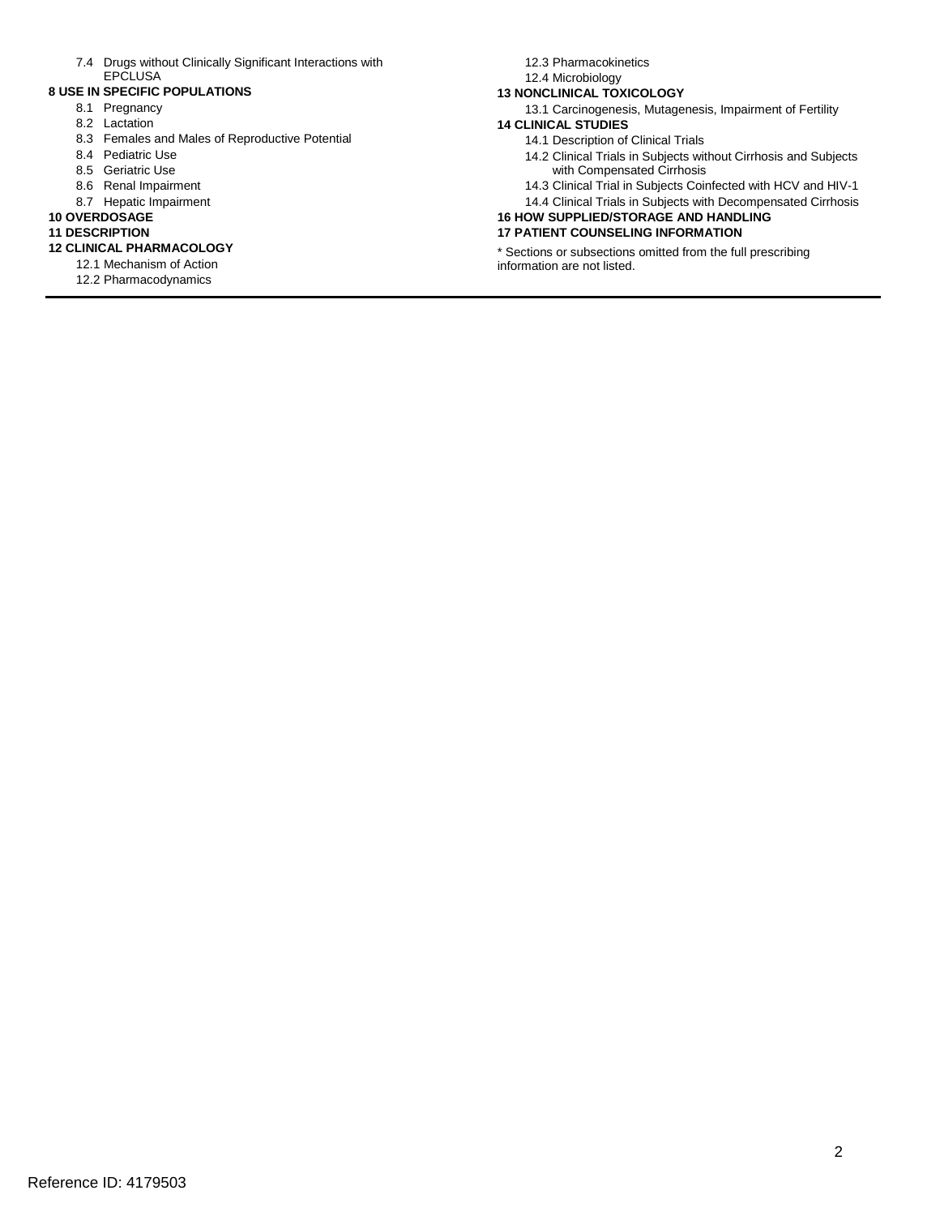7.4 Drugs without Clinically Significant Interactions with EPCLUSA

**8 USE IN SPECIFIC POPULATIONS**

8.1 Pregnancy
8.2 Lactation
8.3 Females and Males of Reproductive Potential
8.4 Pediatric Use
8.5 Geriatric Use
8.6 Renal Impairment
8.7 Hepatic Impairment

**10 OVERDOSAGE**

**11 DESCRIPTION**

**12 CLINICAL PHARMACOLOGY**

12.1 Mechanism of Action
12.2 Pharmacodynamics
12.3 Pharmacokinetics
12.4 Microbiology

**13 NONCLINICAL TOXICOLOGY**

13.1 Carcinogenesis, Mutagenesis, Impairment of Fertility

**14 CLINICAL STUDIES**

14.1 Description of Clinical Trials
14.2 Clinical Trials in Subjects without Cirrhosis and Subjects with Compensated Cirrhosis
14.3 Clinical Trial in Subjects Coinfected with HCV and HIV-1
14.4 Clinical Trials in Subjects with Decompensated Cirrhosis

**16 HOW SUPPLIED/STORAGE AND HANDLING**

**17 PATIENT COUNSELING INFORMATION**

* Sections or subsections omitted from the full prescribing information are not listed.

Reference ID: 4179503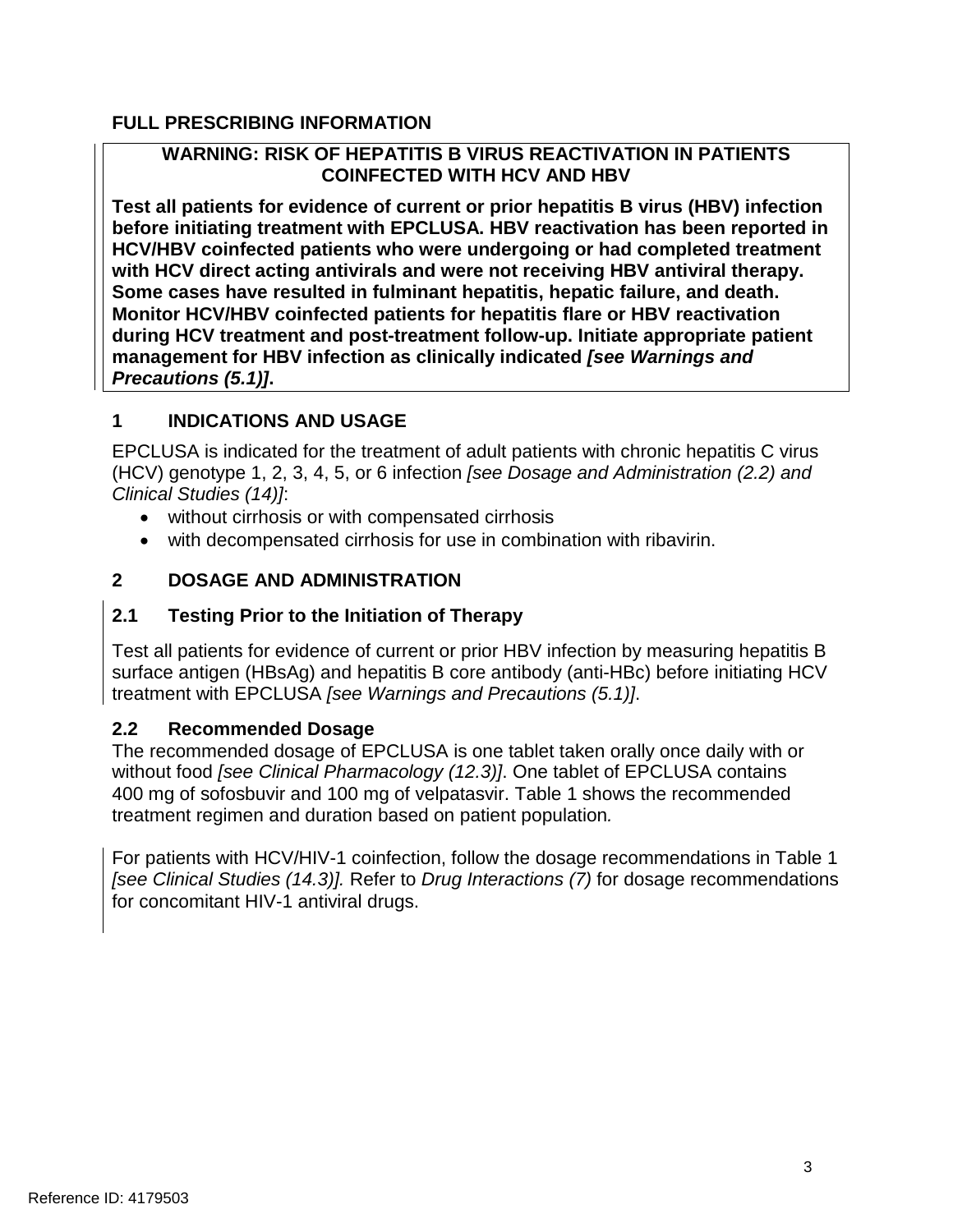# FULL PRESCRIBING INFORMATION

**WARNING: RISK OF HEPATITIS B VIRUS REACTIVATION IN PATIENTS COINFECTED WITH HCV AND HBV**

**Test all patients for evidence of current or prior hepatitis B virus (HBV) infection before initiating treatment with EPCLUSA. HBV reactivation has been reported in HCV/HBV coinfected patients who were undergoing or had completed treatment with HCV direct acting antivirals and were not receiving HBV antiviral therapy. Some cases have resulted in fulminant hepatitis, hepatic failure, and death. Monitor HCV/HBV coinfected patients for hepatitis flare or HBV reactivation during HCV treatment and post-treatment follow-up. Initiate appropriate patient management for HBV infection as clinically indicated *[see Warnings and Precautions (5.1)]*.**

## 1 INDICATIONS AND USAGE

EPCLUSA is indicated for the treatment of adult patients with chronic hepatitis C virus (HCV) genotype 1, 2, 3, 4, 5, or 6 infection *[see Dosage and Administration (2.2) and Clinical Studies (14)]*:

- without cirrhosis or with compensated cirrhosis
- with decompensated cirrhosis for use in combination with ribavirin.

## 2 DOSAGE AND ADMINISTRATION

### 2.1 Testing Prior to the Initiation of Therapy

Test all patients for evidence of current or prior HBV infection by measuring hepatitis B surface antigen (HBsAg) and hepatitis B core antibody (anti-HBc) before initiating HCV treatment with EPCLUSA *[see Warnings and Precautions (5.1)]*.

### 2.2 Recommended Dosage

The recommended dosage of EPCLUSA is one tablet taken orally once daily with or without food *[see Clinical Pharmacology (12.3)]*. One tablet of EPCLUSA contains 400 mg of sofosbuvir and 100 mg of velpatasvir. Table 1 shows the recommended treatment regimen and duration based on patient population*.*

For patients with HCV/HIV-1 coinfection, follow the dosage recommendations in Table 1 *[see Clinical Studies (14.3)].* Refer to *Drug Interactions (7)* for dosage recommendations for concomitant HIV-1 antiviral drugs.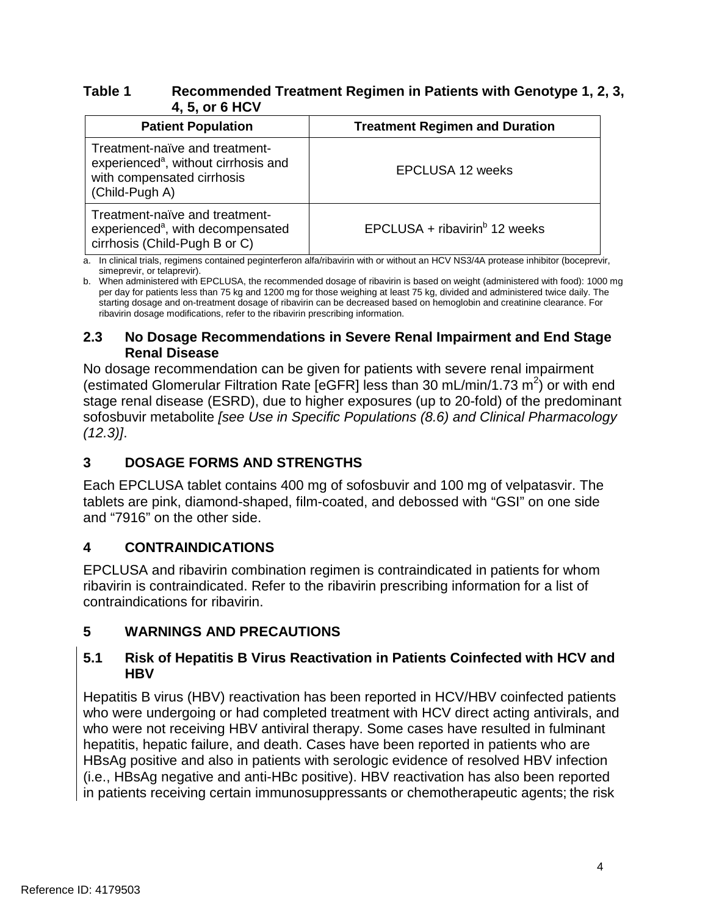**Table 1 Recommended Treatment Regimen in Patients with Genotype 1, 2, 3, 4, 5, or 6 HCV**

| Patient Population | Treatment Regimen and Duration |
| --- | --- |
| Treatment-naïve and treatment-experienced[a], without cirrhosis and with compensated cirrhosis (Child-Pugh A) | EPCLUSA 12 weeks |
| Treatment-naïve and treatment-experienced[a], with decompensated cirrhosis (Child-Pugh B or C) | EPCLUSA + ribavirin[b] 12 weeks |

a. In clinical trials, regimens contained peginterferon alfa/ribavirin with or without an HCV NS3/4A protease inhibitor (boceprevir, simeprevir, or telaprevir).

b. When administered with EPCLUSA, the recommended dosage of ribavirin is based on weight (administered with food): 1000 mg per day for patients less than 75 kg and 1200 mg for those weighing at least 75 kg, divided and administered twice daily. The starting dosage and on-treatment dosage of ribavirin can be decreased based on hemoglobin and creatinine clearance. For ribavirin dosage modifications, refer to the ribavirin prescribing information.

### 2.3 No Dosage Recommendations in Severe Renal Impairment and End Stage Renal Disease

No dosage recommendation can be given for patients with severe renal impairment (estimated Glomerular Filtration Rate [eGFR] less than 30 mL/min/1.73 $m^2$) or with end stage renal disease (ESRD), due to higher exposures (up to 20-fold) of the predominant sofosbuvir metabolite *[see Use in Specific Populations (8.6) and Clinical Pharmacology (12.3)]*.

## 3 DOSAGE FORMS AND STRENGTHS

Each EPCLUSA tablet contains 400 mg of sofosbuvir and 100 mg of velpatasvir. The tablets are pink, diamond-shaped, film-coated, and debossed with "GSI" on one side and "7916" on the other side.

## 4 CONTRAINDICATIONS

EPCLUSA and ribavirin combination regimen is contraindicated in patients for whom ribavirin is contraindicated. Refer to the ribavirin prescribing information for a list of contraindications for ribavirin.

## 5 WARNINGS AND PRECAUTIONS

### 5.1 Risk of Hepatitis B Virus Reactivation in Patients Coinfected with HCV and HBV

Hepatitis B virus (HBV) reactivation has been reported in HCV/HBV coinfected patients who were undergoing or had completed treatment with HCV direct acting antivirals, and who were not receiving HBV antiviral therapy. Some cases have resulted in fulminant hepatitis, hepatic failure, and death. Cases have been reported in patients who are HBsAg positive and also in patients with serologic evidence of resolved HBV infection (i.e., HBsAg negative and anti-HBc positive). HBV reactivation has also been reported in patients receiving certain immunosuppressants or chemotherapeutic agents; the risk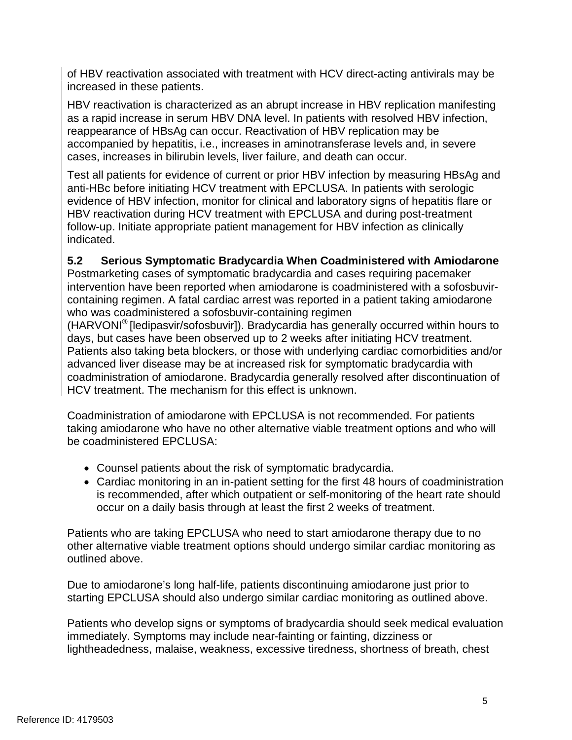of HBV reactivation associated with treatment with HCV direct-acting antivirals may be increased in these patients.

HBV reactivation is characterized as an abrupt increase in HBV replication manifesting as a rapid increase in serum HBV DNA level. In patients with resolved HBV infection, reappearance of HBsAg can occur. Reactivation of HBV replication may be accompanied by hepatitis, i.e., increases in aminotransferase levels and, in severe cases, increases in bilirubin levels, liver failure, and death can occur.

Test all patients for evidence of current or prior HBV infection by measuring HBsAg and anti-HBc before initiating HCV treatment with EPCLUSA. In patients with serologic evidence of HBV infection, monitor for clinical and laboratory signs of hepatitis flare or HBV reactivation during HCV treatment with EPCLUSA and during post-treatment follow-up. Initiate appropriate patient management for HBV infection as clinically indicated.

### 5.2 Serious Symptomatic Bradycardia When Coadministered with Amiodarone

Postmarketing cases of symptomatic bradycardia and cases requiring pacemaker intervention have been reported when amiodarone is coadministered with a sofosbuvir-containing regimen. A fatal cardiac arrest was reported in a patient taking amiodarone who was coadministered a sofosbuvir-containing regimen (HARVONI® [ledipasvir/sofosbuvir]). Bradycardia has generally occurred within hours to days, but cases have been observed up to 2 weeks after initiating HCV treatment. Patients also taking beta blockers, or those with underlying cardiac comorbidities and/or advanced liver disease may be at increased risk for symptomatic bradycardia with coadministration of amiodarone. Bradycardia generally resolved after discontinuation of HCV treatment. The mechanism for this effect is unknown.

Coadministration of amiodarone with EPCLUSA is not recommended. For patients taking amiodarone who have no other alternative viable treatment options and who will be coadministered EPCLUSA:

- Counsel patients about the risk of symptomatic bradycardia.
- Cardiac monitoring in an in-patient setting for the first 48 hours of coadministration is recommended, after which outpatient or self-monitoring of the heart rate should occur on a daily basis through at least the first 2 weeks of treatment.

Patients who are taking EPCLUSA who need to start amiodarone therapy due to no other alternative viable treatment options should undergo similar cardiac monitoring as outlined above.

Due to amiodarone's long half-life, patients discontinuing amiodarone just prior to starting EPCLUSA should also undergo similar cardiac monitoring as outlined above.

Patients who develop signs or symptoms of bradycardia should seek medical evaluation immediately. Symptoms may include near-fainting or fainting, dizziness or lightheadedness, malaise, weakness, excessive tiredness, shortness of breath, chest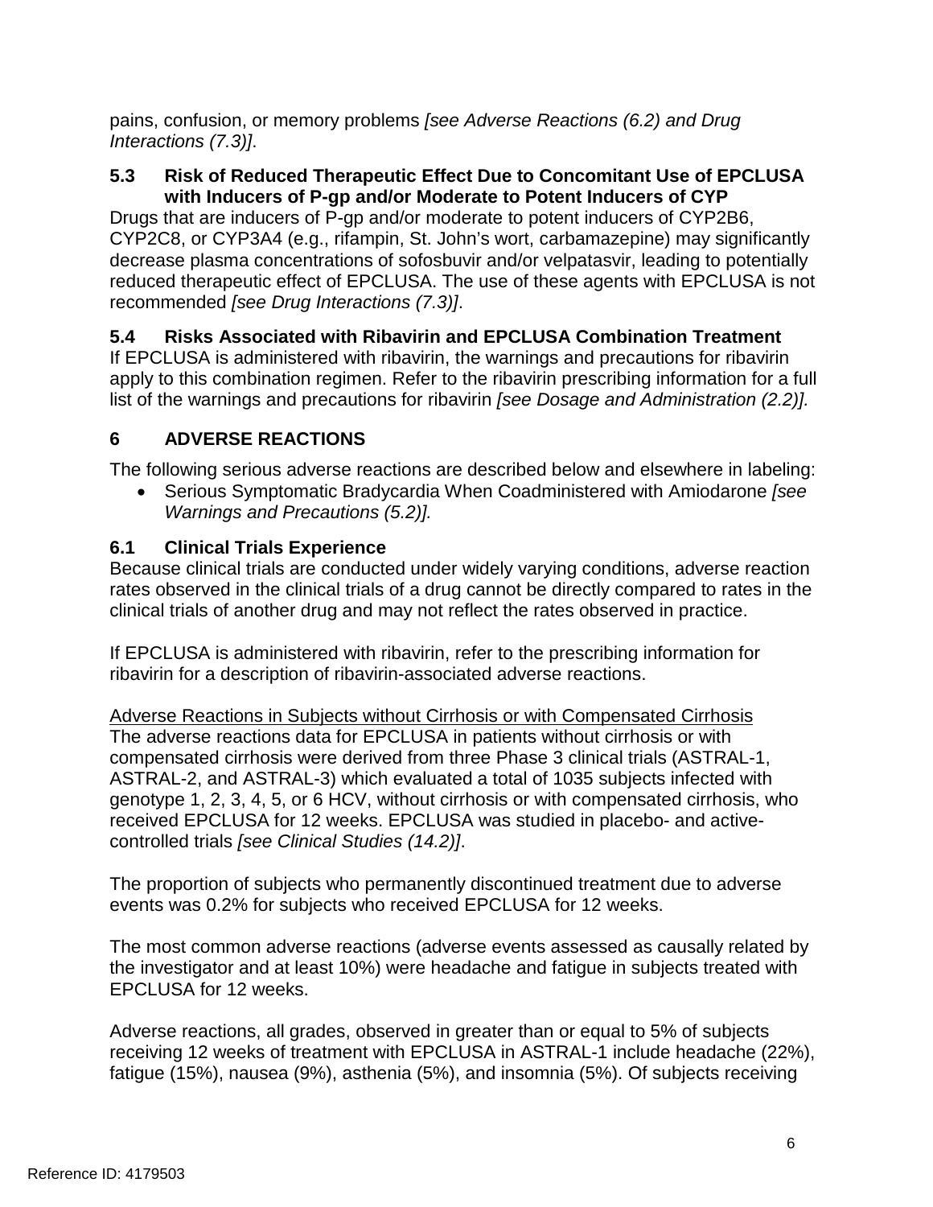pains, confusion, or memory problems *[see Adverse Reactions (6.2) and Drug Interactions (7.3)]*.

### 5.3 Risk of Reduced Therapeutic Effect Due to Concomitant Use of EPCLUSA with Inducers of P-gp and/or Moderate to Potent Inducers of CYP

Drugs that are inducers of P-gp and/or moderate to potent inducers of CYP2B6, CYP2C8, or CYP3A4 (e.g., rifampin, St. John's wort, carbamazepine) may significantly decrease plasma concentrations of sofosbuvir and/or velpatasvir, leading to potentially reduced therapeutic effect of EPCLUSA. The use of these agents with EPCLUSA is not recommended *[see Drug Interactions (7.3)]*.

### 5.4 Risks Associated with Ribavirin and EPCLUSA Combination Treatment

If EPCLUSA is administered with ribavirin, the warnings and precautions for ribavirin apply to this combination regimen. Refer to the ribavirin prescribing information for a full list of the warnings and precautions for ribavirin *[see Dosage and Administration (2.2)].*

## 6 ADVERSE REACTIONS

The following serious adverse reactions are described below and elsewhere in labeling:

- Serious Symptomatic Bradycardia When Coadministered with Amiodarone *[see Warnings and Precautions (5.2)].*

### 6.1 Clinical Trials Experience

Because clinical trials are conducted under widely varying conditions, adverse reaction rates observed in the clinical trials of a drug cannot be directly compared to rates in the clinical trials of another drug and may not reflect the rates observed in practice.

If EPCLUSA is administered with ribavirin, refer to the prescribing information for ribavirin for a description of ribavirin-associated adverse reactions.

Adverse Reactions in Subjects without Cirrhosis or with Compensated Cirrhosis

The adverse reactions data for EPCLUSA in patients without cirrhosis or with compensated cirrhosis were derived from three Phase 3 clinical trials (ASTRAL-1, ASTRAL-2, and ASTRAL-3) which evaluated a total of 1035 subjects infected with genotype 1, 2, 3, 4, 5, or 6 HCV, without cirrhosis or with compensated cirrhosis, who received EPCLUSA for 12 weeks. EPCLUSA was studied in placebo- and active-controlled trials *[see Clinical Studies (14.2)]*.

The proportion of subjects who permanently discontinued treatment due to adverse events was 0.2% for subjects who received EPCLUSA for 12 weeks.

The most common adverse reactions (adverse events assessed as causally related by the investigator and at least 10%) were headache and fatigue in subjects treated with EPCLUSA for 12 weeks.

Adverse reactions, all grades, observed in greater than or equal to 5% of subjects receiving 12 weeks of treatment with EPCLUSA in ASTRAL-1 include headache (22%), fatigue (15%), nausea (9%), asthenia (5%), and insomnia (5%). Of subjects receiving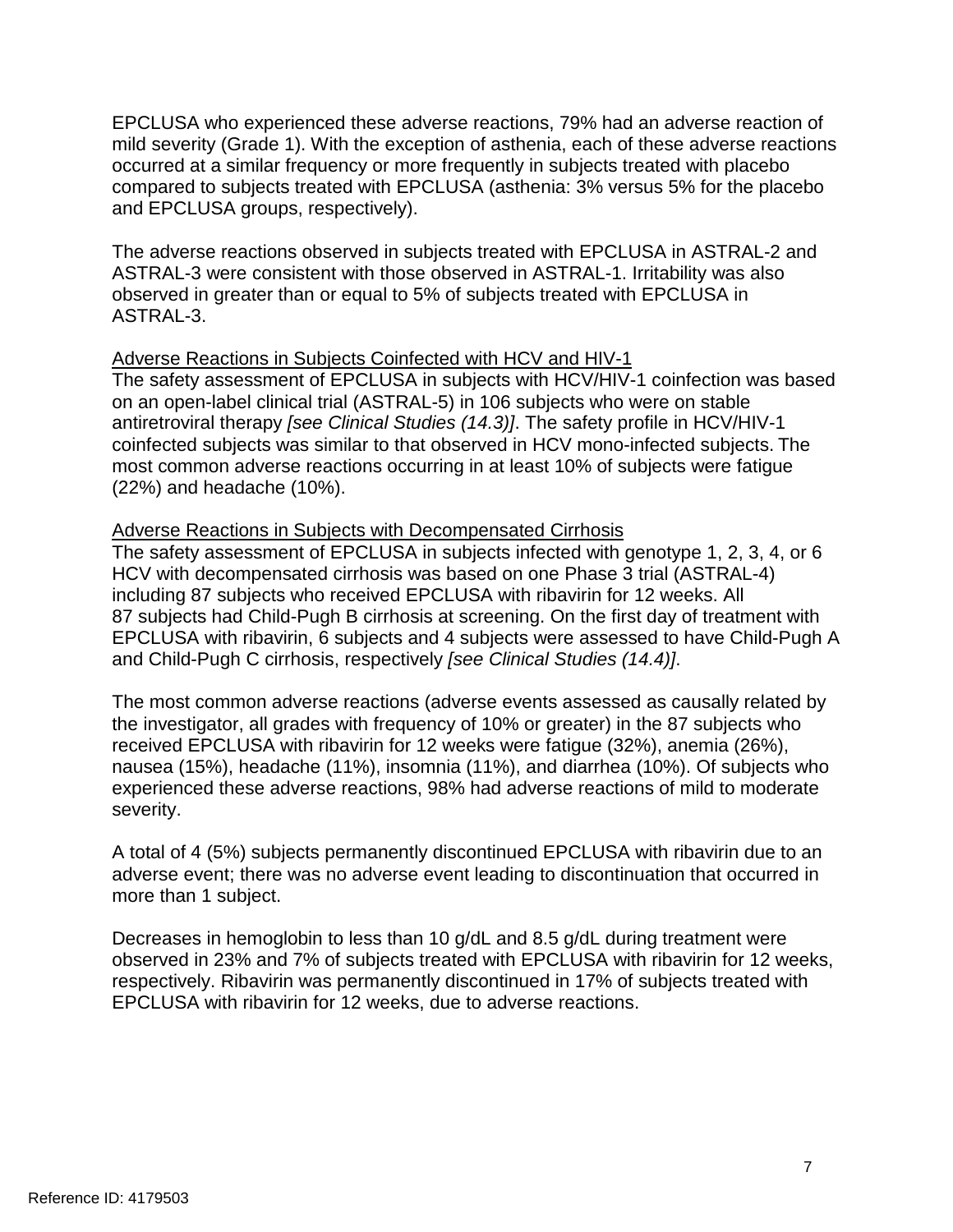EPCLUSA who experienced these adverse reactions, 79% had an adverse reaction of mild severity (Grade 1). With the exception of asthenia, each of these adverse reactions occurred at a similar frequency or more frequently in subjects treated with placebo compared to subjects treated with EPCLUSA (asthenia: 3% versus 5% for the placebo and EPCLUSA groups, respectively).

The adverse reactions observed in subjects treated with EPCLUSA in ASTRAL-2 and ASTRAL-3 were consistent with those observed in ASTRAL-1. Irritability was also observed in greater than or equal to 5% of subjects treated with EPCLUSA in ASTRAL-3.

Adverse Reactions in Subjects Coinfected with HCV and HIV-1

The safety assessment of EPCLUSA in subjects with HCV/HIV-1 coinfection was based on an open-label clinical trial (ASTRAL-5) in 106 subjects who were on stable antiretroviral therapy *[see Clinical Studies (14.3)]*. The safety profile in HCV/HIV-1 coinfected subjects was similar to that observed in HCV mono-infected subjects. The most common adverse reactions occurring in at least 10% of subjects were fatigue (22%) and headache (10%).

Adverse Reactions in Subjects with Decompensated Cirrhosis

The safety assessment of EPCLUSA in subjects infected with genotype 1, 2, 3, 4, or 6 HCV with decompensated cirrhosis was based on one Phase 3 trial (ASTRAL-4) including 87 subjects who received EPCLUSA with ribavirin for 12 weeks. All 87 subjects had Child-Pugh B cirrhosis at screening. On the first day of treatment with EPCLUSA with ribavirin, 6 subjects and 4 subjects were assessed to have Child-Pugh A and Child-Pugh C cirrhosis, respectively *[see Clinical Studies (14.4)]*.

The most common adverse reactions (adverse events assessed as causally related by the investigator, all grades with frequency of 10% or greater) in the 87 subjects who received EPCLUSA with ribavirin for 12 weeks were fatigue (32%), anemia (26%), nausea (15%), headache (11%), insomnia (11%), and diarrhea (10%). Of subjects who experienced these adverse reactions, 98% had adverse reactions of mild to moderate severity.

A total of 4 (5%) subjects permanently discontinued EPCLUSA with ribavirin due to an adverse event; there was no adverse event leading to discontinuation that occurred in more than 1 subject.

Decreases in hemoglobin to less than 10 g/dL and 8.5 g/dL during treatment were observed in 23% and 7% of subjects treated with EPCLUSA with ribavirin for 12 weeks, respectively. Ribavirin was permanently discontinued in 17% of subjects treated with EPCLUSA with ribavirin for 12 weeks, due to adverse reactions.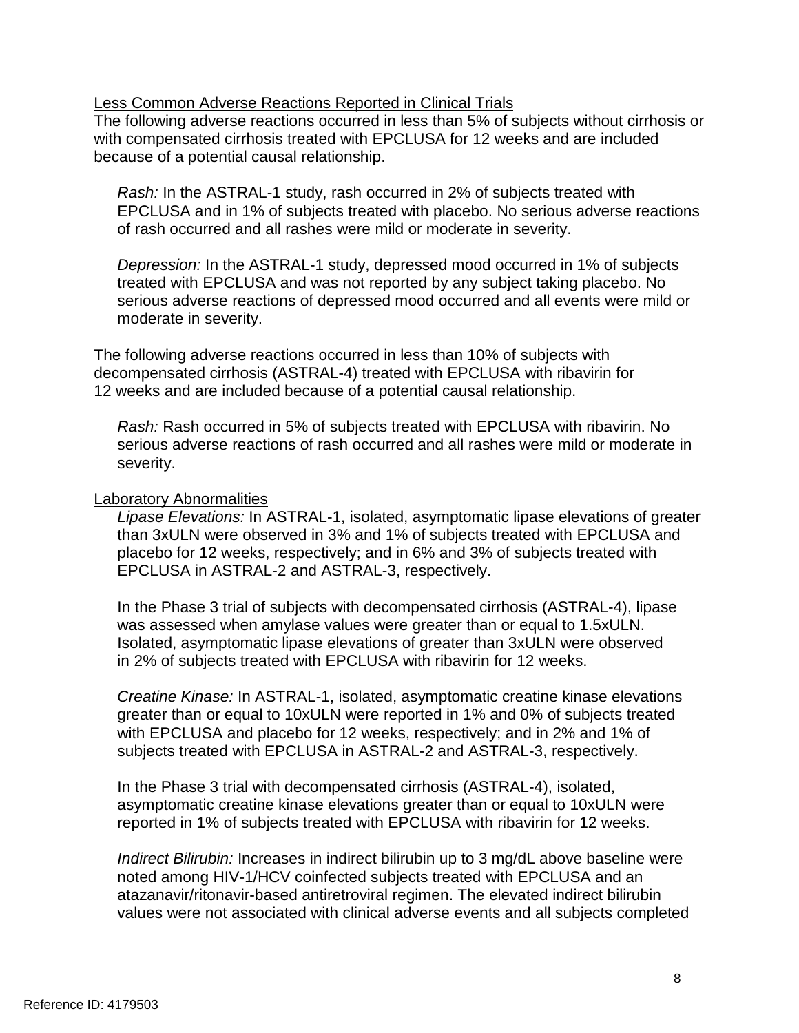Less Common Adverse Reactions Reported in Clinical Trials

The following adverse reactions occurred in less than 5% of subjects without cirrhosis or with compensated cirrhosis treated with EPCLUSA for 12 weeks and are included because of a potential causal relationship.

*Rash:* In the ASTRAL-1 study, rash occurred in 2% of subjects treated with EPCLUSA and in 1% of subjects treated with placebo. No serious adverse reactions of rash occurred and all rashes were mild or moderate in severity.

*Depression:* In the ASTRAL-1 study, depressed mood occurred in 1% of subjects treated with EPCLUSA and was not reported by any subject taking placebo. No serious adverse reactions of depressed mood occurred and all events were mild or moderate in severity.

The following adverse reactions occurred in less than 10% of subjects with decompensated cirrhosis (ASTRAL-4) treated with EPCLUSA with ribavirin for 12 weeks and are included because of a potential causal relationship.

*Rash:* Rash occurred in 5% of subjects treated with EPCLUSA with ribavirin. No serious adverse reactions of rash occurred and all rashes were mild or moderate in severity.

Laboratory Abnormalities

*Lipase Elevations:* In ASTRAL-1, isolated, asymptomatic lipase elevations of greater than 3xULN were observed in 3% and 1% of subjects treated with EPCLUSA and placebo for 12 weeks, respectively; and in 6% and 3% of subjects treated with EPCLUSA in ASTRAL-2 and ASTRAL-3, respectively.

In the Phase 3 trial of subjects with decompensated cirrhosis (ASTRAL-4), lipase was assessed when amylase values were greater than or equal to 1.5xULN. Isolated, asymptomatic lipase elevations of greater than 3xULN were observed in 2% of subjects treated with EPCLUSA with ribavirin for 12 weeks.

*Creatine Kinase:* In ASTRAL-1, isolated, asymptomatic creatine kinase elevations greater than or equal to 10xULN were reported in 1% and 0% of subjects treated with EPCLUSA and placebo for 12 weeks, respectively; and in 2% and 1% of subjects treated with EPCLUSA in ASTRAL-2 and ASTRAL-3, respectively.

In the Phase 3 trial with decompensated cirrhosis (ASTRAL-4), isolated, asymptomatic creatine kinase elevations greater than or equal to 10xULN were reported in 1% of subjects treated with EPCLUSA with ribavirin for 12 weeks.

*Indirect Bilirubin:* Increases in indirect bilirubin up to 3 mg/dL above baseline were noted among HIV-1/HCV coinfected subjects treated with EPCLUSA and an atazanavir/ritonavir-based antiretroviral regimen. The elevated indirect bilirubin values were not associated with clinical adverse events and all subjects completed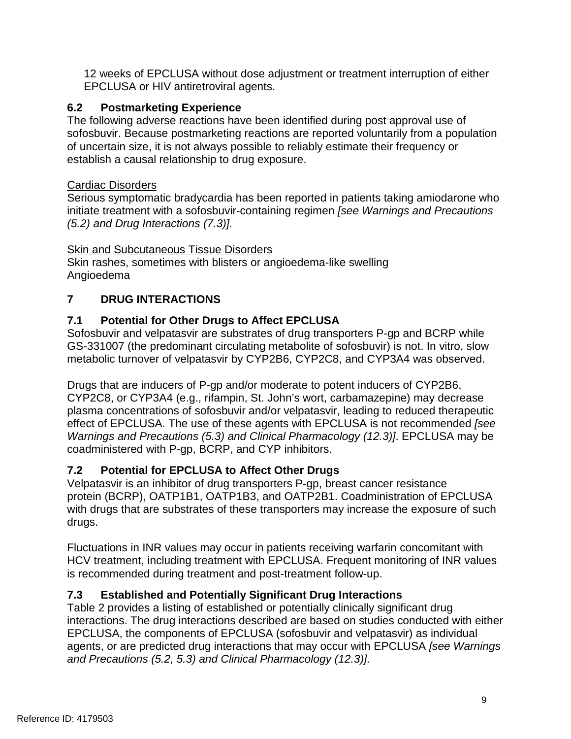12 weeks of EPCLUSA without dose adjustment or treatment interruption of either EPCLUSA or HIV antiretroviral agents.

### 6.2 Postmarketing Experience

The following adverse reactions have been identified during post approval use of sofosbuvir. Because postmarketing reactions are reported voluntarily from a population of uncertain size, it is not always possible to reliably estimate their frequency or establish a causal relationship to drug exposure.

Cardiac Disorders

Serious symptomatic bradycardia has been reported in patients taking amiodarone who initiate treatment with a sofosbuvir-containing regimen *[see Warnings and Precautions (5.2) and Drug Interactions (7.3)].*

Skin and Subcutaneous Tissue Disorders

Skin rashes, sometimes with blisters or angioedema-like swelling
Angioedema

## 7 DRUG INTERACTIONS

### 7.1 Potential for Other Drugs to Affect EPCLUSA

Sofosbuvir and velpatasvir are substrates of drug transporters P-gp and BCRP while GS-331007 (the predominant circulating metabolite of sofosbuvir) is not. In vitro, slow metabolic turnover of velpatasvir by CYP2B6, CYP2C8, and CYP3A4 was observed.

Drugs that are inducers of P-gp and/or moderate to potent inducers of CYP2B6, CYP2C8, or CYP3A4 (e.g., rifampin, St. John's wort, carbamazepine) may decrease plasma concentrations of sofosbuvir and/or velpatasvir, leading to reduced therapeutic effect of EPCLUSA. The use of these agents with EPCLUSA is not recommended *[see Warnings and Precautions (5.3) and Clinical Pharmacology (12.3)]*. EPCLUSA may be coadministered with P-gp, BCRP, and CYP inhibitors.

### 7.2 Potential for EPCLUSA to Affect Other Drugs

Velpatasvir is an inhibitor of drug transporters P-gp, breast cancer resistance protein (BCRP), OATP1B1, OATP1B3, and OATP2B1. Coadministration of EPCLUSA with drugs that are substrates of these transporters may increase the exposure of such drugs.

Fluctuations in INR values may occur in patients receiving warfarin concomitant with HCV treatment, including treatment with EPCLUSA. Frequent monitoring of INR values is recommended during treatment and post-treatment follow-up.

### 7.3 Established and Potentially Significant Drug Interactions

Table 2 provides a listing of established or potentially clinically significant drug interactions. The drug interactions described are based on studies conducted with either EPCLUSA, the components of EPCLUSA (sofosbuvir and velpatasvir) as individual agents, or are predicted drug interactions that may occur with EPCLUSA *[see Warnings and Precautions (5.2, 5.3) and Clinical Pharmacology (12.3)]*.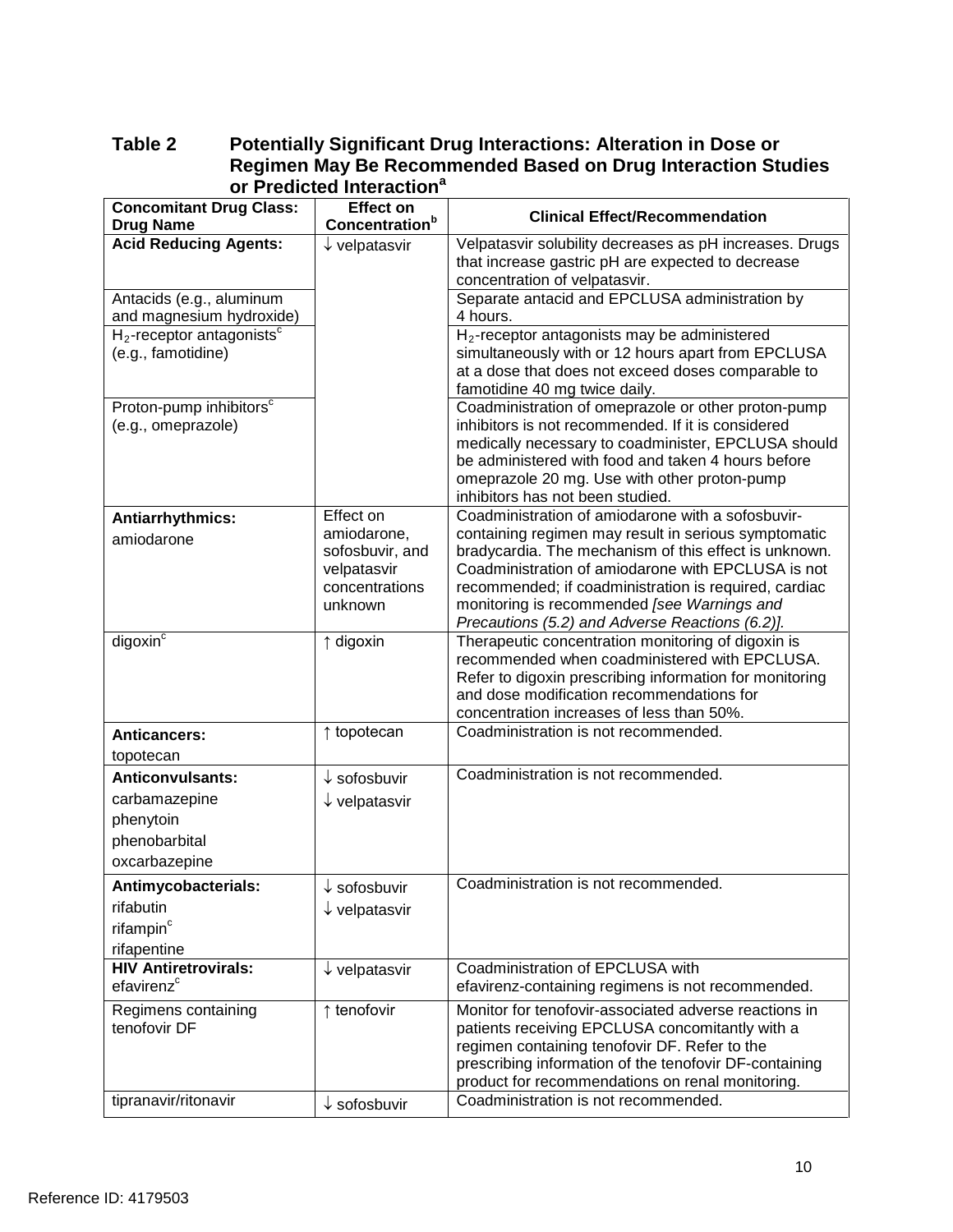**Table 2 Potentially Significant Drug Interactions: Alteration in Dose or Regimen May Be Recommended Based on Drug Interaction Studies or Predicted Interaction[a]**

| Concomitant Drug Class: Drug Name | Effect on Concentration[b] | Clinical Effect/Recommendation |
|---|---|---|
| **Acid Reducing Agents:** | ↓ velpatasvir | Velpatasvir solubility decreases as pH increases. Drugs that increase gastric pH are expected to decrease concentration of velpatasvir. |
| Antacids (e.g., aluminum and magnesium hydroxide) | | Separate antacid and EPCLUSA administration by 4 hours. |
| $H_2$-receptor antagonists[c] (e.g., famotidine) | | $H_2$-receptor antagonists may be administered simultaneously with or 12 hours apart from EPCLUSA at a dose that does not exceed doses comparable to famotidine 40 mg twice daily. |
| Proton-pump inhibitors[c] (e.g., omeprazole) | | Coadministration of omeprazole or other proton-pump inhibitors is not recommended. If it is considered medically necessary to coadminister, EPCLUSA should be administered with food and taken 4 hours before omeprazole 20 mg. Use with other proton-pump inhibitors has not been studied. |
| **Antiarrhythmics:** amiodarone | Effect on amiodarone, sofosbuvir, and velpatasvir concentrations unknown | Coadministration of amiodarone with a sofosbuvir-containing regimen may result in serious symptomatic bradycardia. The mechanism of this effect is unknown. Coadministration of amiodarone with EPCLUSA is not recommended; if coadministration is required, cardiac monitoring is recommended *[see Warnings and Precautions (5.2) and Adverse Reactions (6.2)]*. |
| digoxin[c] | ↑ digoxin | Therapeutic concentration monitoring of digoxin is recommended when coadministered with EPCLUSA. Refer to digoxin prescribing information for monitoring and dose modification recommendations for concentration increases of less than 50%. |
| **Anticancers:** topotecan | ↑ topotecan | Coadministration is not recommended. |
| **Anticonvulsants:** carbamazepine phenytoin phenobarbital oxcarbazepine | ↓ sofosbuvir ↓ velpatasvir | Coadministration is not recommended. |
| **Antimycobacterials:** rifabutin rifampin[c] rifapentine | ↓ sofosbuvir ↓ velpatasvir | Coadministration is not recommended. |
| **HIV Antiretrovirals:** efavirenz[c] | ↓ velpatasvir | Coadministration of EPCLUSA with efavirenz-containing regimens is not recommended. |
| Regimens containing tenofovir DF | ↑ tenofovir | Monitor for tenofovir-associated adverse reactions in patients receiving EPCLUSA concomitantly with a regimen containing tenofovir DF. Refer to the prescribing information of the tenofovir DF-containing product for recommendations on renal monitoring. |
| tipranavir/ritonavir | ↓ sofosbuvir | Coadministration is not recommended. |

Reference ID: 4179503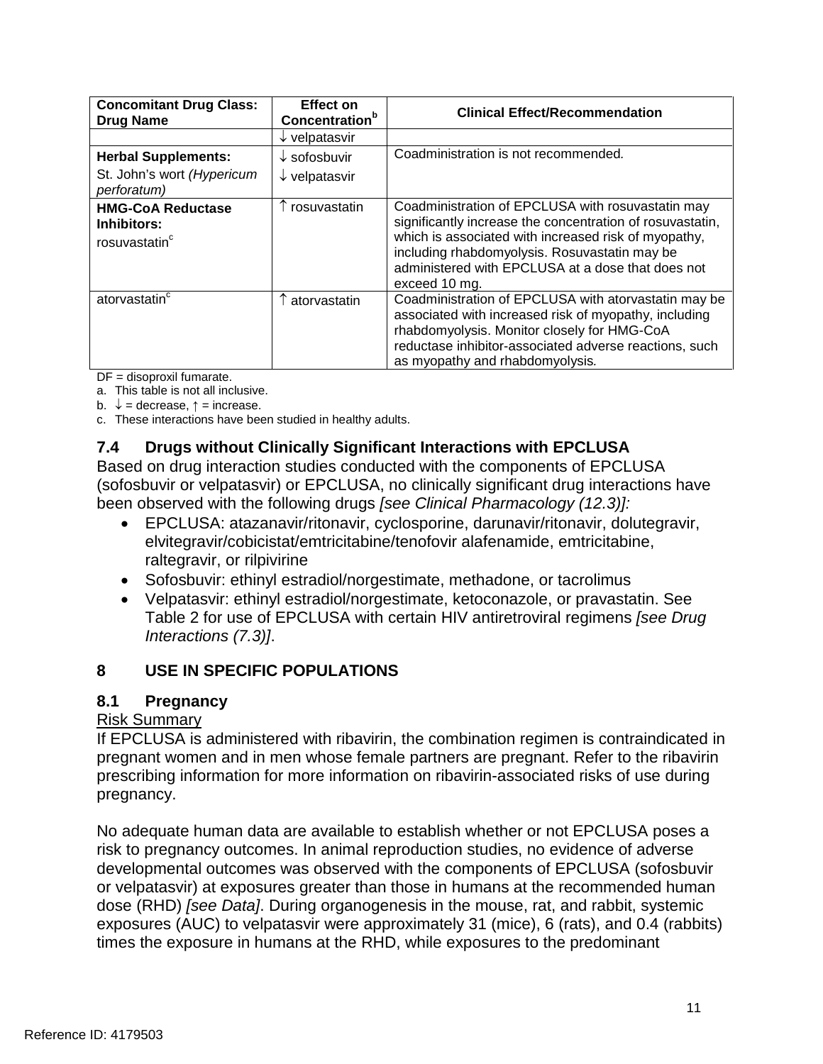| Concomitant Drug Class: Drug Name | Effect on Concentration[b] | Clinical Effect/Recommendation |
|---|---|---|
| | ↓ velpatasvir | |
| **Herbal Supplements:** St. John's wort *(Hypericum perforatum)* | ↓ sofosbuvir ↓ velpatasvir | Coadministration is not recommended. |
| **HMG-CoA Reductase Inhibitors:** rosuvastatin[c] | ↑ rosuvastatin | Coadministration of EPCLUSA with rosuvastatin may significantly increase the concentration of rosuvastatin, which is associated with increased risk of myopathy, including rhabdomyolysis. Rosuvastatin may be administered with EPCLUSA at a dose that does not exceed 10 mg. |
| atorvastatin[c] | ↑ atorvastatin | Coadministration of EPCLUSA with atorvastatin may be associated with increased risk of myopathy, including rhabdomyolysis. Monitor closely for HMG-CoA reductase inhibitor-associated adverse reactions, such as myopathy and rhabdomyolysis. |

DF = disoproxil fumarate.
a. This table is not all inclusive.
b. ↓ = decrease, ↑ = increase.
c. These interactions have been studied in healthy adults.

### 7.4 Drugs without Clinically Significant Interactions with EPCLUSA

Based on drug interaction studies conducted with the components of EPCLUSA (sofosbuvir or velpatasvir) or EPCLUSA, no clinically significant drug interactions have been observed with the following drugs *[see Clinical Pharmacology (12.3)]:*

- EPCLUSA: atazanavir/ritonavir, cyclosporine, darunavir/ritonavir, dolutegravir, elvitegravir/cobicistat/emtricitabine/tenofovir alafenamide, emtricitabine, raltegravir, or rilpivirine
- Sofosbuvir: ethinyl estradiol/norgestimate, methadone, or tacrolimus
- Velpatasvir: ethinyl estradiol/norgestimate, ketoconazole, or pravastatin. See Table 2 for use of EPCLUSA with certain HIV antiretroviral regimens *[see Drug Interactions (7.3)]*.

## 8 USE IN SPECIFIC POPULATIONS

### 8.1 Pregnancy

Risk Summary

If EPCLUSA is administered with ribavirin, the combination regimen is contraindicated in pregnant women and in men whose female partners are pregnant. Refer to the ribavirin prescribing information for more information on ribavirin-associated risks of use during pregnancy.

No adequate human data are available to establish whether or not EPCLUSA poses a risk to pregnancy outcomes. In animal reproduction studies, no evidence of adverse developmental outcomes was observed with the components of EPCLUSA (sofosbuvir or velpatasvir) at exposures greater than those in humans at the recommended human dose (RHD) *[see Data]*. During organogenesis in the mouse, rat, and rabbit, systemic exposures (AUC) to velpatasvir were approximately 31 (mice), 6 (rats), and 0.4 (rabbits) times the exposure in humans at the RHD, while exposures to the predominant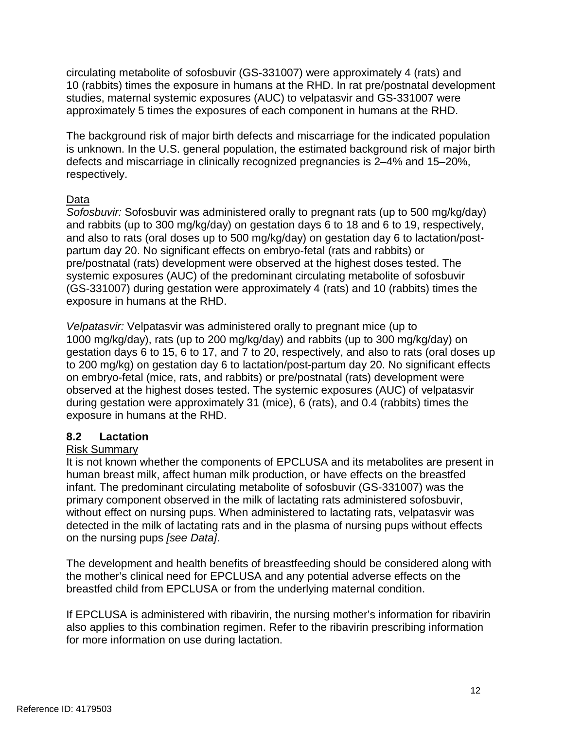circulating metabolite of sofosbuvir (GS-331007) were approximately 4 (rats) and 10 (rabbits) times the exposure in humans at the RHD. In rat pre/postnatal development studies, maternal systemic exposures (AUC) to velpatasvir and GS-331007 were approximately 5 times the exposures of each component in humans at the RHD.

The background risk of major birth defects and miscarriage for the indicated population is unknown. In the U.S. general population, the estimated background risk of major birth defects and miscarriage in clinically recognized pregnancies is 2–4% and 15–20%, respectively.

Data

*Sofosbuvir:* Sofosbuvir was administered orally to pregnant rats (up to 500 mg/kg/day) and rabbits (up to 300 mg/kg/day) on gestation days 6 to 18 and 6 to 19, respectively, and also to rats (oral doses up to 500 mg/kg/day) on gestation day 6 to lactation/post-partum day 20. No significant effects on embryo-fetal (rats and rabbits) or pre/postnatal (rats) development were observed at the highest doses tested. The systemic exposures (AUC) of the predominant circulating metabolite of sofosbuvir (GS-331007) during gestation were approximately 4 (rats) and 10 (rabbits) times the exposure in humans at the RHD.

*Velpatasvir:* Velpatasvir was administered orally to pregnant mice (up to 1000 mg/kg/day), rats (up to 200 mg/kg/day) and rabbits (up to 300 mg/kg/day) on gestation days 6 to 15, 6 to 17, and 7 to 20, respectively, and also to rats (oral doses up to 200 mg/kg) on gestation day 6 to lactation/post-partum day 20. No significant effects on embryo-fetal (mice, rats, and rabbits) or pre/postnatal (rats) development were observed at the highest doses tested. The systemic exposures (AUC) of velpatasvir during gestation were approximately 31 (mice), 6 (rats), and 0.4 (rabbits) times the exposure in humans at the RHD.

## 8.2 Lactation

Risk Summary

It is not known whether the components of EPCLUSA and its metabolites are present in human breast milk, affect human milk production, or have effects on the breastfed infant. The predominant circulating metabolite of sofosbuvir (GS-331007) was the primary component observed in the milk of lactating rats administered sofosbuvir, without effect on nursing pups. When administered to lactating rats, velpatasvir was detected in the milk of lactating rats and in the plasma of nursing pups without effects on the nursing pups *[see Data]*.

The development and health benefits of breastfeeding should be considered along with the mother's clinical need for EPCLUSA and any potential adverse effects on the breastfed child from EPCLUSA or from the underlying maternal condition.

If EPCLUSA is administered with ribavirin, the nursing mother's information for ribavirin also applies to this combination regimen. Refer to the ribavirin prescribing information for more information on use during lactation.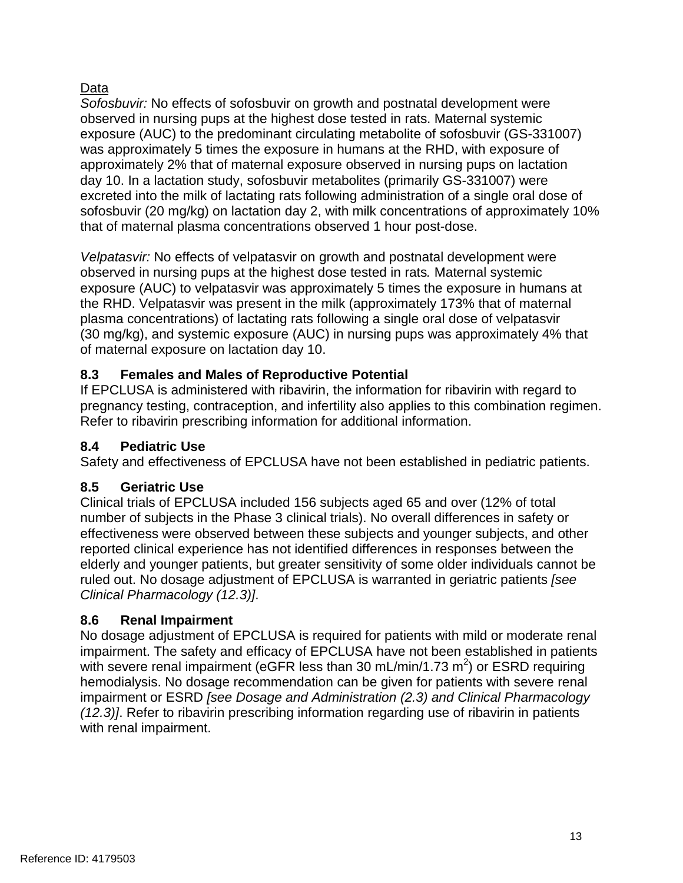Data

*Sofosbuvir:* No effects of sofosbuvir on growth and postnatal development were observed in nursing pups at the highest dose tested in rats. Maternal systemic exposure (AUC) to the predominant circulating metabolite of sofosbuvir (GS-331007) was approximately 5 times the exposure in humans at the RHD, with exposure of approximately 2% that of maternal exposure observed in nursing pups on lactation day 10. In a lactation study, sofosbuvir metabolites (primarily GS-331007) were excreted into the milk of lactating rats following administration of a single oral dose of sofosbuvir (20 mg/kg) on lactation day 2, with milk concentrations of approximately 10% that of maternal plasma concentrations observed 1 hour post-dose.

*Velpatasvir:* No effects of velpatasvir on growth and postnatal development were observed in nursing pups at the highest dose tested in rats. Maternal systemic exposure (AUC) to velpatasvir was approximately 5 times the exposure in humans at the RHD. Velpatasvir was present in the milk (approximately 173% that of maternal plasma concentrations) of lactating rats following a single oral dose of velpatasvir (30 mg/kg), and systemic exposure (AUC) in nursing pups was approximately 4% that of maternal exposure on lactation day 10.

### 8.3 Females and Males of Reproductive Potential

If EPCLUSA is administered with ribavirin, the information for ribavirin with regard to pregnancy testing, contraception, and infertility also applies to this combination regimen. Refer to ribavirin prescribing information for additional information.

### 8.4 Pediatric Use

Safety and effectiveness of EPCLUSA have not been established in pediatric patients.

### 8.5 Geriatric Use

Clinical trials of EPCLUSA included 156 subjects aged 65 and over (12% of total number of subjects in the Phase 3 clinical trials). No overall differences in safety or effectiveness were observed between these subjects and younger subjects, and other reported clinical experience has not identified differences in responses between the elderly and younger patients, but greater sensitivity of some older individuals cannot be ruled out. No dosage adjustment of EPCLUSA is warranted in geriatric patients *[see Clinical Pharmacology (12.3)]*.

### 8.6 Renal Impairment

No dosage adjustment of EPCLUSA is required for patients with mild or moderate renal impairment. The safety and efficacy of EPCLUSA have not been established in patients with severe renal impairment (eGFR less than 30 mL/min/1.73 $m^2$) or ESRD requiring hemodialysis. No dosage recommendation can be given for patients with severe renal impairment or ESRD *[see Dosage and Administration (2.3) and Clinical Pharmacology (12.3)]*. Refer to ribavirin prescribing information regarding use of ribavirin in patients with renal impairment.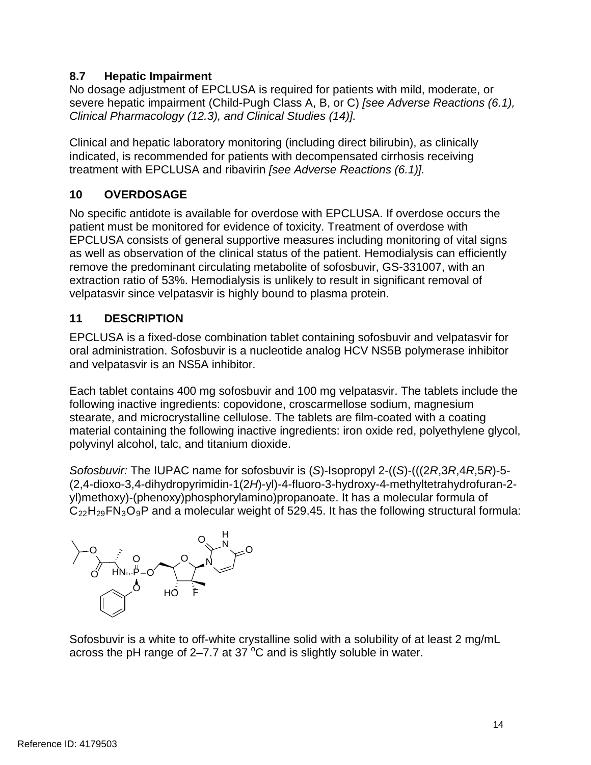### 8.7 Hepatic Impairment

No dosage adjustment of EPCLUSA is required for patients with mild, moderate, or severe hepatic impairment (Child-Pugh Class A, B, or C) *[see Adverse Reactions (6.1), Clinical Pharmacology (12.3), and Clinical Studies (14)].*

Clinical and hepatic laboratory monitoring (including direct bilirubin), as clinically indicated, is recommended for patients with decompensated cirrhosis receiving treatment with EPCLUSA and ribavirin *[see Adverse Reactions (6.1)].*

## 10 OVERDOSAGE

No specific antidote is available for overdose with EPCLUSA. If overdose occurs the patient must be monitored for evidence of toxicity. Treatment of overdose with EPCLUSA consists of general supportive measures including monitoring of vital signs as well as observation of the clinical status of the patient. Hemodialysis can efficiently remove the predominant circulating metabolite of sofosbuvir, GS-331007, with an extraction ratio of 53%. Hemodialysis is unlikely to result in significant removal of velpatasvir since velpatasvir is highly bound to plasma protein.

## 11 DESCRIPTION

EPCLUSA is a fixed-dose combination tablet containing sofosbuvir and velpatasvir for oral administration. Sofosbuvir is a nucleotide analog HCV NS5B polymerase inhibitor and velpatasvir is an NS5A inhibitor.

Each tablet contains 400 mg sofosbuvir and 100 mg velpatasvir. The tablets include the following inactive ingredients: copovidone, croscarmellose sodium, magnesium stearate, and microcrystalline cellulose. The tablets are film-coated with a coating material containing the following inactive ingredients: iron oxide red, polyethylene glycol, polyvinyl alcohol, talc, and titanium dioxide.

*Sofosbuvir:* The IUPAC name for sofosbuvir is (*S*)-Isopropyl 2-((*S*)-(((2*R*,3*R*,4*R*,5*R*)-5-(2,4-dioxo-3,4-dihydropyrimidin-1(2*H*)-yl)-4-fluoro-3-hydroxy-4-methyltetrahydrofuran-2-yl)methoxy)-(phenoxy)phosphorylamino)propanoate. It has a molecular formula of $C_{22}H_{29}FN_3O_9P$ and a molecular weight of 529.45. It has the following structural formula:

Sofosbuvir is a white to off-white crystalline solid with a solubility of at least 2 mg/mL across the pH range of 2–7.7 at 37 °C and is slightly soluble in water.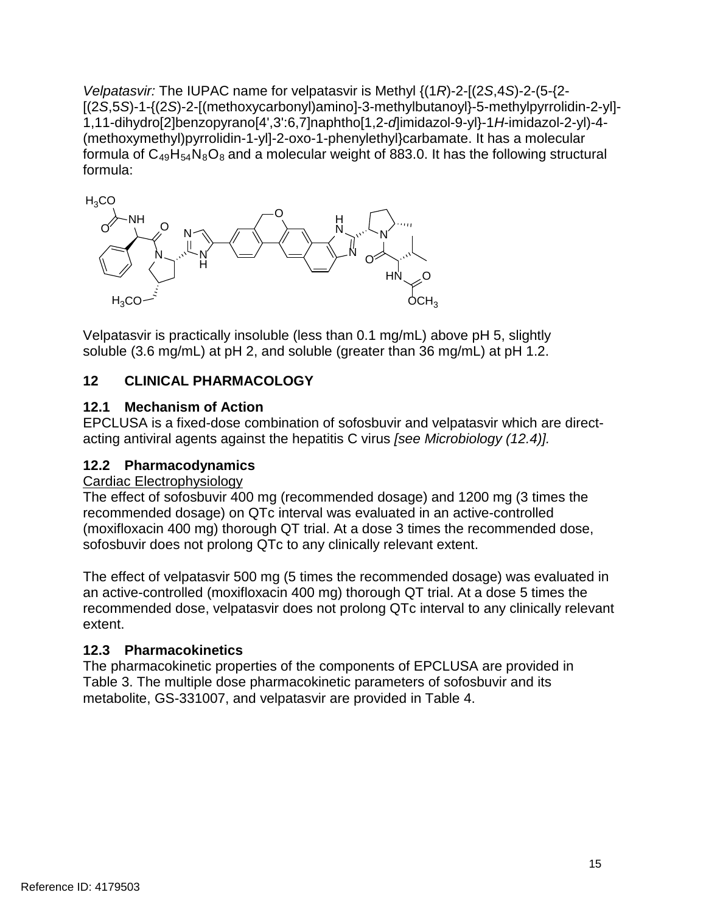*Velpatasvir:* The IUPAC name for velpatasvir is Methyl {(1*R*)-2-[(2*S*,4*S*)-2-(5-{2-[(2*S*,5*S*)-1-{(2*S*)-2-[(methoxycarbonyl)amino]-3-methylbutanoyl}-5-methylpyrrolidin-2-yl]-1,11-dihydro[2]benzopyrano[4',3':6,7]naphtho[1,2-*d*]imidazol-9-yl}-1*H*-imidazol-2-yl)-4-(methoxymethyl)pyrrolidin-1-yl]-2-oxo-1-phenylethyl}carbamate. It has a molecular formula of $C_{49}H_{54}N_8O_8$ and a molecular weight of 883.0. It has the following structural formula:

Velpatasvir is practically insoluble (less than 0.1 mg/mL) above pH 5, slightly soluble (3.6 mg/mL) at pH 2, and soluble (greater than 36 mg/mL) at pH 1.2.

## 12 CLINICAL PHARMACOLOGY

### 12.1 Mechanism of Action

EPCLUSA is a fixed-dose combination of sofosbuvir and velpatasvir which are direct-acting antiviral agents against the hepatitis C virus *[see Microbiology (12.4)].*

### 12.2 Pharmacodynamics

Cardiac Electrophysiology

The effect of sofosbuvir 400 mg (recommended dosage) and 1200 mg (3 times the recommended dosage) on QTc interval was evaluated in an active-controlled (moxifloxacin 400 mg) thorough QT trial. At a dose 3 times the recommended dose, sofosbuvir does not prolong QTc to any clinically relevant extent.

The effect of velpatasvir 500 mg (5 times the recommended dosage) was evaluated in an active-controlled (moxifloxacin 400 mg) thorough QT trial. At a dose 5 times the recommended dose, velpatasvir does not prolong QTc interval to any clinically relevant extent.

### 12.3 Pharmacokinetics

The pharmacokinetic properties of the components of EPCLUSA are provided in Table 3. The multiple dose pharmacokinetic parameters of sofosbuvir and its metabolite, GS-331007, and velpatasvir are provided in Table 4.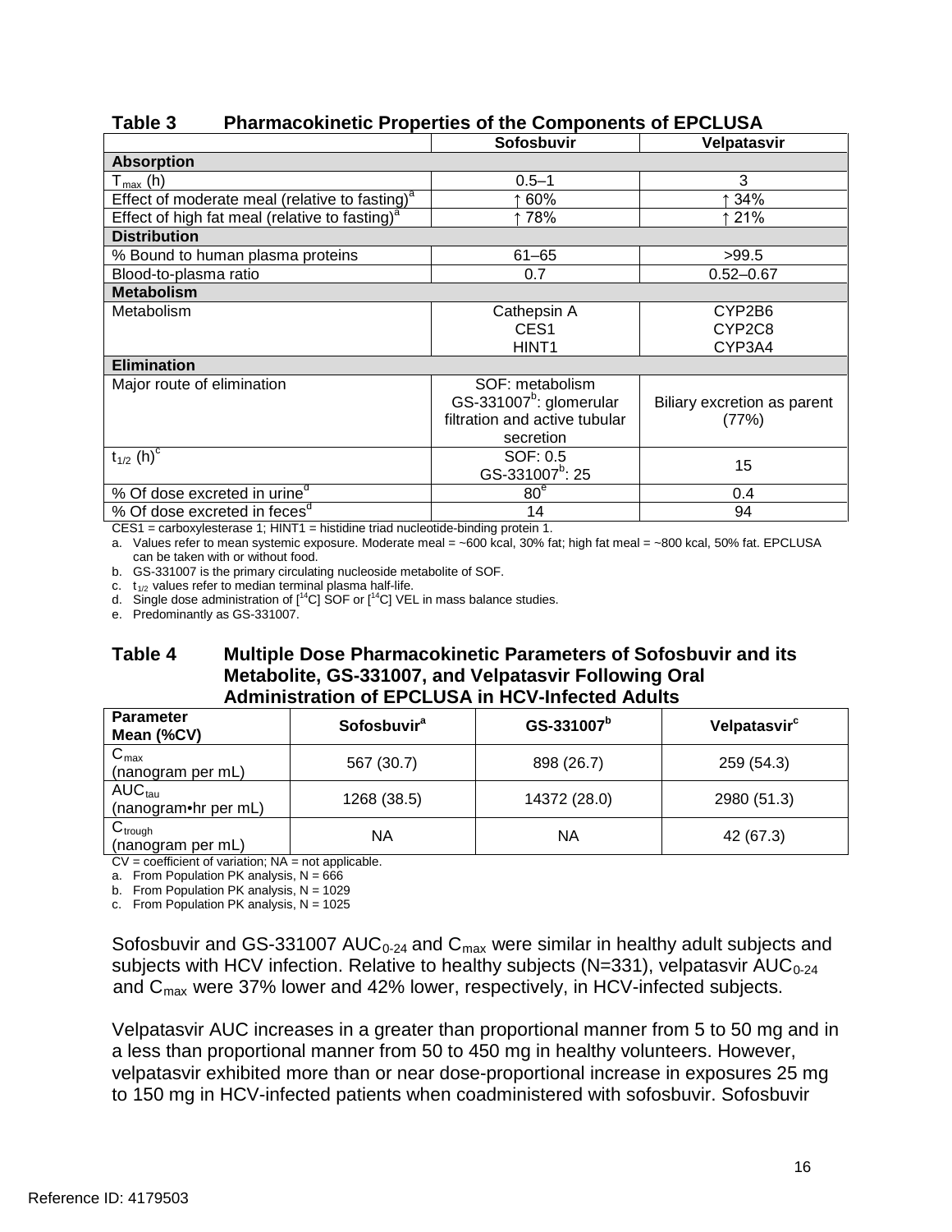**Table 3 Pharmacokinetic Properties of the Components of EPCLUSA**

| | Sofosbuvir | Velpatasvir |
|---|---|---|
| **Absorption** | | |
| $T_{max}$ (h) | 0.5–1 | 3 |
| Effect of moderate meal (relative to fasting)[a] | ↑ 60% | ↑ 34% |
| Effect of high fat meal (relative to fasting)[a] | ↑ 78% | ↑ 21% |
| **Distribution** | | |
| % Bound to human plasma proteins | 61–65 | >99.5 |
| Blood-to-plasma ratio | 0.7 | 0.52–0.67 |
| **Metabolism** | | |
| Metabolism | Cathepsin A<br>CES1<br>HINT1 | CYP2B6<br>CYP2C8<br>CYP3A4 |
| **Elimination** | | |
| Major route of elimination | SOF: metabolism<br>GS-331007[b]: glomerular filtration and active tubular secretion | Biliary excretion as parent (77%) |
| $t_{1/2}$ (h)[c] | SOF: 0.5<br>GS-331007[b]: 25 | 15 |
| % Of dose excreted in urine[d] | 80[e] | 0.4 |
| % Of dose excreted in feces[d] | 14 | 94 |

CES1 = carboxylesterase 1; HINT1 = histidine triad nucleotide-binding protein 1.

a. Values refer to mean systemic exposure. Moderate meal = ~600 kcal, 30% fat; high fat meal = ~800 kcal, 50% fat. EPCLUSA can be taken with or without food.

b. GS-331007 is the primary circulating nucleoside metabolite of SOF.

c. $t_{1/2}$ values refer to median terminal plasma half-life.

d. Single dose administration of [$^{14}$C] SOF or [$^{14}$C] VEL in mass balance studies.

e. Predominantly as GS-331007.

**Table 4 Multiple Dose Pharmacokinetic Parameters of Sofosbuvir and its Metabolite, GS-331007, and Velpatasvir Following Oral Administration of EPCLUSA in HCV-Infected Adults**

| Parameter Mean (%CV) | Sofosbuvir[a] | GS-331007[b] | Velpatasvir[c] |
|---|---|---|---|
| $C_{max}$ (nanogram per mL) | 567 (30.7) | 898 (26.7) | 259 (54.3) |
| $AUC_{tau}$ (nanogram•hr per mL) | 1268 (38.5) | 14372 (28.0) | 2980 (51.3) |
| $C_{trough}$ (nanogram per mL) | NA | NA | 42 (67.3) |

CV = coefficient of variation; NA = not applicable.

a. From Population PK analysis, N = 666

b. From Population PK analysis, N = 1029

c. From Population PK analysis, N = 1025

Sofosbuvir and GS-331007 $AUC_{0-24}$ and $C_{max}$ were similar in healthy adult subjects and subjects with HCV infection. Relative to healthy subjects (N=331), velpatasvir $AUC_{0-24}$ and $C_{max}$ were 37% lower and 42% lower, respectively, in HCV-infected subjects.

Velpatasvir AUC increases in a greater than proportional manner from 5 to 50 mg and in a less than proportional manner from 50 to 450 mg in healthy volunteers. However, velpatasvir exhibited more than or near dose-proportional increase in exposures 25 mg to 150 mg in HCV-infected patients when coadministered with sofosbuvir. Sofosbuvir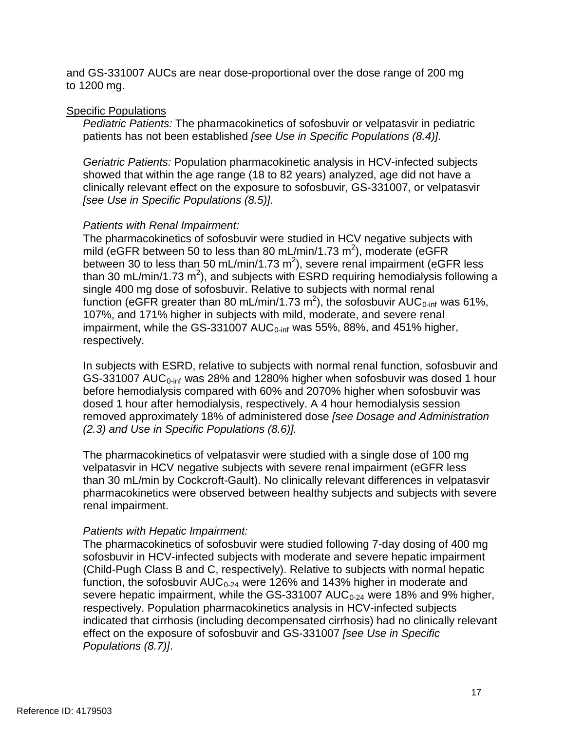and GS-331007 AUCs are near dose-proportional over the dose range of 200 mg to 1200 mg.

Specific Populations

*Pediatric Patients:* The pharmacokinetics of sofosbuvir or velpatasvir in pediatric patients has not been established *[see Use in Specific Populations (8.4)]*.

*Geriatric Patients:* Population pharmacokinetic analysis in HCV-infected subjects showed that within the age range (18 to 82 years) analyzed, age did not have a clinically relevant effect on the exposure to sofosbuvir, GS-331007, or velpatasvir *[see Use in Specific Populations (8.5)]*.

*Patients with Renal Impairment:*

The pharmacokinetics of sofosbuvir were studied in HCV negative subjects with mild (eGFR between 50 to less than 80 mL/min/1.73 $m^2$), moderate (eGFR between 30 to less than 50 mL/min/1.73 $m^2$), severe renal impairment (eGFR less than 30 mL/min/1.73 $m^2$), and subjects with ESRD requiring hemodialysis following a single 400 mg dose of sofosbuvir. Relative to subjects with normal renal function (eGFR greater than 80 mL/min/1.73 $m^2$), the sofosbuvir $AUC_{0\text{-}inf}$ was 61%, 107%, and 171% higher in subjects with mild, moderate, and severe renal impairment, while the GS-331007 $AUC_{0\text{-}inf}$ was 55%, 88%, and 451% higher, respectively.

In subjects with ESRD, relative to subjects with normal renal function, sofosbuvir and GS-331007 $AUC_{0\text{-}inf}$ was 28% and 1280% higher when sofosbuvir was dosed 1 hour before hemodialysis compared with 60% and 2070% higher when sofosbuvir was dosed 1 hour after hemodialysis, respectively. A 4 hour hemodialysis session removed approximately 18% of administered dose *[see Dosage and Administration (2.3) and Use in Specific Populations (8.6)].*

The pharmacokinetics of velpatasvir were studied with a single dose of 100 mg velpatasvir in HCV negative subjects with severe renal impairment (eGFR less than 30 mL/min by Cockcroft-Gault). No clinically relevant differences in velpatasvir pharmacokinetics were observed between healthy subjects and subjects with severe renal impairment.

*Patients with Hepatic Impairment:*

The pharmacokinetics of sofosbuvir were studied following 7-day dosing of 400 mg sofosbuvir in HCV-infected subjects with moderate and severe hepatic impairment (Child-Pugh Class B and C, respectively). Relative to subjects with normal hepatic function, the sofosbuvir $AUC_{0\text{-}24}$ were 126% and 143% higher in moderate and severe hepatic impairment, while the GS-331007 $AUC_{0\text{-}24}$ were 18% and 9% higher, respectively. Population pharmacokinetics analysis in HCV-infected subjects indicated that cirrhosis (including decompensated cirrhosis) had no clinically relevant effect on the exposure of sofosbuvir and GS-331007 *[see Use in Specific Populations (8.7)]*.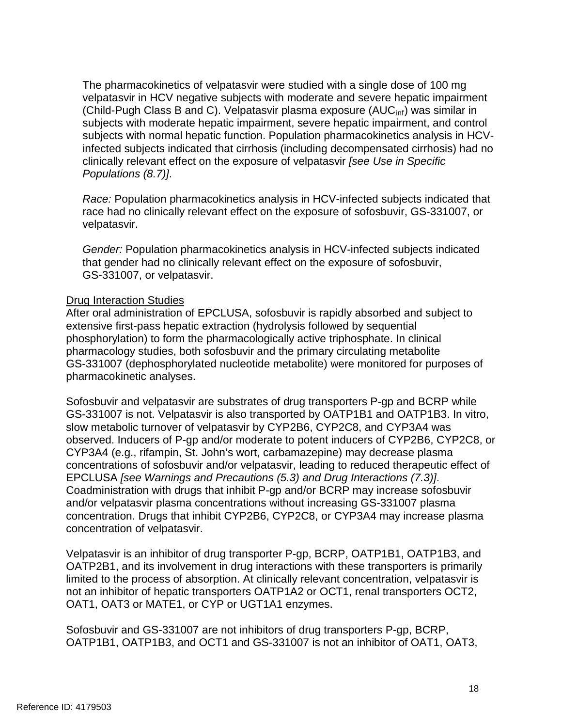The pharmacokinetics of velpatasvir were studied with a single dose of 100 mg velpatasvir in HCV negative subjects with moderate and severe hepatic impairment (Child-Pugh Class B and C). Velpatasvir plasma exposure ($AUC_{inf}$) was similar in subjects with moderate hepatic impairment, severe hepatic impairment, and control subjects with normal hepatic function. Population pharmacokinetics analysis in HCV-infected subjects indicated that cirrhosis (including decompensated cirrhosis) had no clinically relevant effect on the exposure of velpatasvir *[see Use in Specific Populations (8.7)]*.

*Race:* Population pharmacokinetics analysis in HCV-infected subjects indicated that race had no clinically relevant effect on the exposure of sofosbuvir, GS-331007, or velpatasvir.

*Gender:* Population pharmacokinetics analysis in HCV-infected subjects indicated that gender had no clinically relevant effect on the exposure of sofosbuvir, GS-331007, or velpatasvir.

Drug Interaction Studies

After oral administration of EPCLUSA, sofosbuvir is rapidly absorbed and subject to extensive first-pass hepatic extraction (hydrolysis followed by sequential phosphorylation) to form the pharmacologically active triphosphate. In clinical pharmacology studies, both sofosbuvir and the primary circulating metabolite GS-331007 (dephosphorylated nucleotide metabolite) were monitored for purposes of pharmacokinetic analyses.

Sofosbuvir and velpatasvir are substrates of drug transporters P-gp and BCRP while GS-331007 is not. Velpatasvir is also transported by OATP1B1 and OATP1B3. In vitro, slow metabolic turnover of velpatasvir by CYP2B6, CYP2C8, and CYP3A4 was observed. Inducers of P-gp and/or moderate to potent inducers of CYP2B6, CYP2C8, or CYP3A4 (e.g., rifampin, St. John's wort, carbamazepine) may decrease plasma concentrations of sofosbuvir and/or velpatasvir, leading to reduced therapeutic effect of EPCLUSA *[see Warnings and Precautions (5.3) and Drug Interactions (7.3)]*. Coadministration with drugs that inhibit P-gp and/or BCRP may increase sofosbuvir and/or velpatasvir plasma concentrations without increasing GS-331007 plasma concentration. Drugs that inhibit CYP2B6, CYP2C8, or CYP3A4 may increase plasma concentration of velpatasvir.

Velpatasvir is an inhibitor of drug transporter P-gp, BCRP, OATP1B1, OATP1B3, and OATP2B1, and its involvement in drug interactions with these transporters is primarily limited to the process of absorption. At clinically relevant concentration, velpatasvir is not an inhibitor of hepatic transporters OATP1A2 or OCT1, renal transporters OCT2, OAT1, OAT3 or MATE1, or CYP or UGT1A1 enzymes.

Sofosbuvir and GS-331007 are not inhibitors of drug transporters P-gp, BCRP, OATP1B1, OATP1B3, and OCT1 and GS-331007 is not an inhibitor of OAT1, OAT3,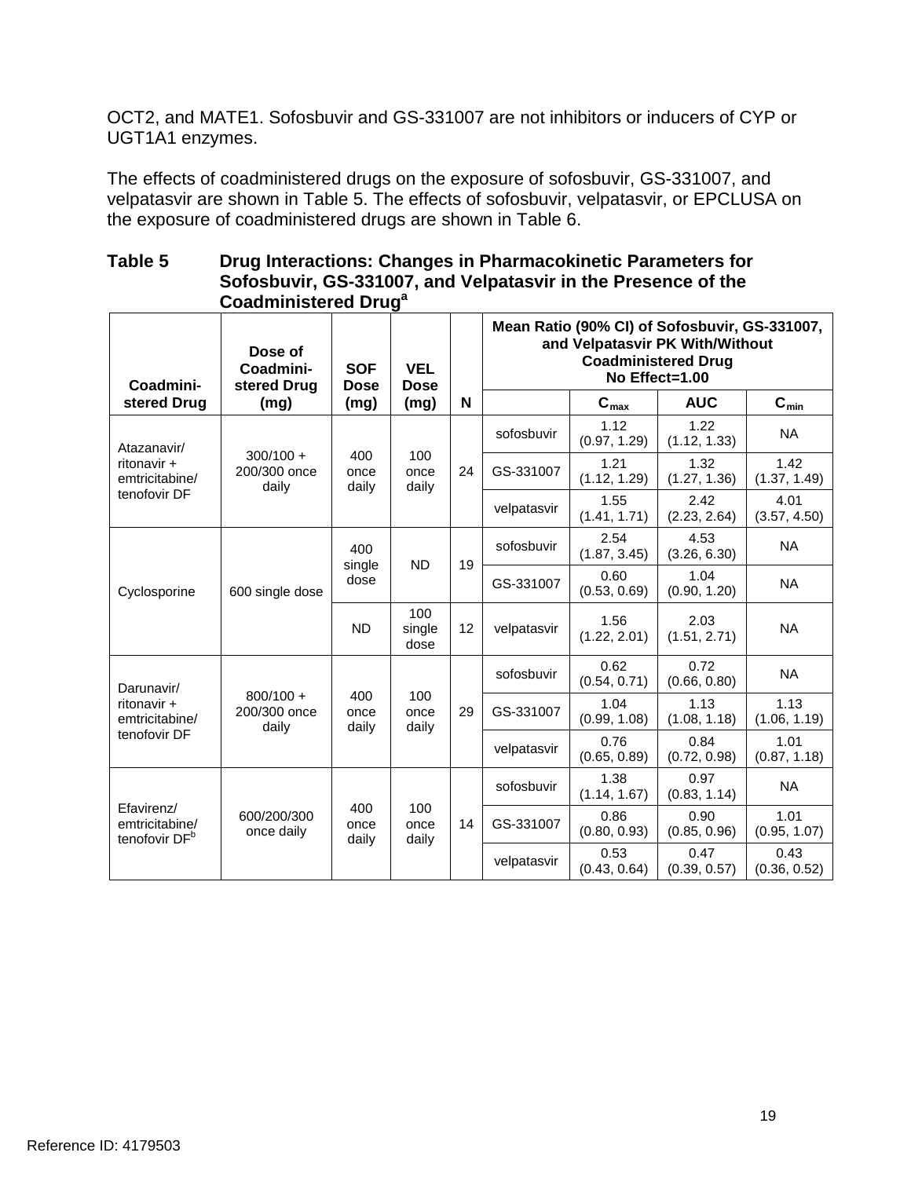OCT2, and MATE1. Sofosbuvir and GS-331007 are not inhibitors or inducers of CYP or UGT1A1 enzymes.

The effects of coadministered drugs on the exposure of sofosbuvir, GS-331007, and velpatasvir are shown in Table 5. The effects of sofosbuvir, velpatasvir, or EPCLUSA on the exposure of coadministered drugs are shown in Table 6.

**Table 5 Drug Interactions: Changes in Pharmacokinetic Parameters for Sofosbuvir, GS-331007, and Velpatasvir in the Presence of the Coadministered Drug[a]**

| Coadministered Drug | Dose of Coadministered Drug (mg) | SOF Dose (mg) | VEL Dose (mg) | N | Mean Ratio (90% CI) of Sofosbuvir, GS-331007, and Velpatasvir PK With/Without Coadministered Drug No Effect=1.00 | | | |
|---|---|---|---|---|---|---|---|---|
| | | | | | | $C_{max}$ | AUC | $C_{min}$ |
| Atazanavir/ ritonavir + emtricitabine/ tenofovir DF | 300/100 + 200/300 once daily | 400 once daily | 100 once daily | 24 | sofosbuvir | 1.12 (0.97, 1.29) | 1.22 (1.12, 1.33) | NA |
| | | | | | GS-331007 | 1.21 (1.12, 1.29) | 1.32 (1.27, 1.36) | 1.42 (1.37, 1.49) |
| | | | | | velpatasvir | 1.55 (1.41, 1.71) | 2.42 (2.23, 2.64) | 4.01 (3.57, 4.50) |
| Cyclosporine | 600 single dose | 400 single dose | ND | 19 | sofosbuvir | 2.54 (1.87, 3.45) | 4.53 (3.26, 6.30) | NA |
| | | | | | GS-331007 | 0.60 (0.53, 0.69) | 1.04 (0.90, 1.20) | NA |
| | | ND | 100 single dose | 12 | velpatasvir | 1.56 (1.22, 2.01) | 2.03 (1.51, 2.71) | NA |
| Darunavir/ ritonavir + emtricitabine/ tenofovir DF | 800/100 + 200/300 once daily | 400 once daily | 100 once daily | 29 | sofosbuvir | 0.62 (0.54, 0.71) | 0.72 (0.66, 0.80) | NA |
| | | | | | GS-331007 | 1.04 (0.99, 1.08) | 1.13 (1.08, 1.18) | 1.13 (1.06, 1.19) |
| | | | | | velpatasvir | 0.76 (0.65, 0.89) | 0.84 (0.72, 0.98) | 1.01 (0.87, 1.18) |
| Efavirenz/ emtricitabine/ tenofovir DF[b] | 600/200/300 once daily | 400 once daily | 100 once daily | 14 | sofosbuvir | 1.38 (1.14, 1.67) | 0.97 (0.83, 1.14) | NA |
| | | | | | GS-331007 | 0.86 (0.80, 0.93) | 0.90 (0.85, 0.96) | 1.01 (0.95, 1.07) |
| | | | | | velpatasvir | 0.53 (0.43, 0.64) | 0.47 (0.39, 0.57) | 0.43 (0.36, 0.52) |

Reference ID: 4179503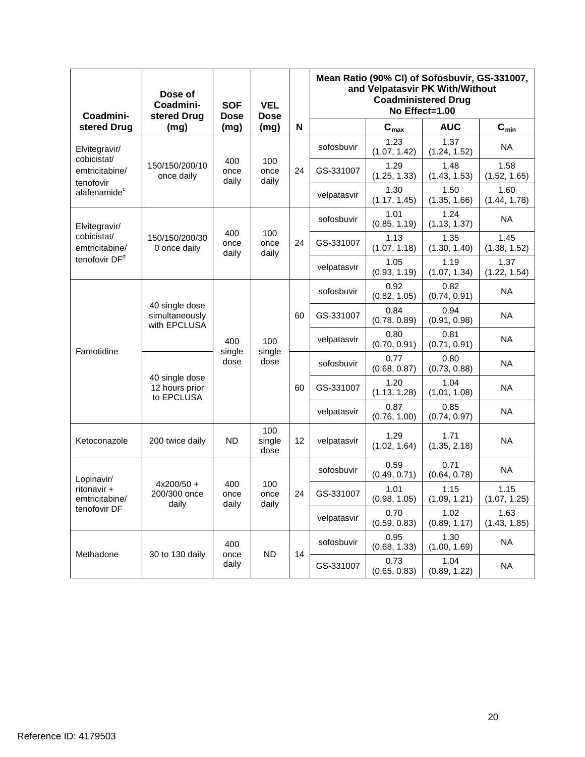| Coadministered Drug | Dose of Coadministered Drug (mg) | SOF Dose (mg) | VEL Dose (mg) | N | Mean Ratio (90% CI) of Sofosbuvir, GS-331007, and Velpatasvir PK With/Without Coadministered Drug No Effect=1.00 | | | |
|---|---|---|---|---|---|---|---|---|
| | | | | | | $C_{max}$ | AUC | $C_{min}$ |
| Elvitegravir/ cobicistat/ emtricitabine/ tenofovir alafenamide[c] | 150/150/200/10 once daily | 400 once daily | 100 once daily | 24 | sofosbuvir | 1.23 (1.07, 1.42) | 1.37 (1.24, 1.52) | NA |
| | | | | | GS-331007 | 1.29 (1.25, 1.33) | 1.48 (1.43, 1.53) | 1.58 (1.52, 1.65) |
| | | | | | velpatasvir | 1.30 (1.17, 1.45) | 1.50 (1.35, 1.66) | 1.60 (1.44, 1.78) |
| Elvitegravir/ cobicistat/ emtricitabine/ tenofovir DF[d] | 150/150/200/300 once daily | 400 once daily | 100 once daily | 24 | sofosbuvir | 1.01 (0.85, 1.19) | 1.24 (1.13, 1.37) | NA |
| | | | | | GS-331007 | 1.13 (1.07, 1.18) | 1.35 (1.30, 1.40) | 1.45 (1.38, 1.52) |
| | | | | | velpatasvir | 1.05 (0.93, 1.19) | 1.19 (1.07, 1.34) | 1.37 (1.22, 1.54) |
| Famotidine | 40 single dose simultaneously with EPCLUSA | 400 single dose | 100 single dose | 60 | sofosbuvir | 0.92 (0.82, 1.05) | 0.82 (0.74, 0.91) | NA |
| | | | | | GS-331007 | 0.84 (0.78, 0.89) | 0.94 (0.91, 0.98) | NA |
| | | | | | velpatasvir | 0.80 (0.70, 0.91) | 0.81 (0.71, 0.91) | NA |
| | 40 single dose 12 hours prior to EPCLUSA | | | 60 | sofosbuvir | 0.77 (0.68, 0.87) | 0.80 (0.73, 0.88) | NA |
| | | | | | GS-331007 | 1.20 (1.13, 1.28) | 1.04 (1.01, 1.08) | NA |
| | | | | | velpatasvir | 0.87 (0.76, 1.00) | 0.85 (0.74, 0.97) | NA |
| Ketoconazole | 200 twice daily | ND | 100 single dose | 12 | velpatasvir | 1.29 (1.02, 1.64) | 1.71 (1.35, 2.18) | NA |
| Lopinavir/ ritonavir + emtricitabine/ tenofovir DF | 4x200/50 + 200/300 once daily | 400 once daily | 100 once daily | 24 | sofosbuvir | 0.59 (0.49, 0.71) | 0.71 (0.64, 0.78) | NA |
| | | | | | GS-331007 | 1.01 (0.98, 1.05) | 1.15 (1.09, 1.21) | 1.15 (1.07, 1.25) |
| | | | | | velpatasvir | 0.70 (0.59, 0.83) | 1.02 (0.89, 1.17) | 1.63 (1.43, 1.85) |
| Methadone | 30 to 130 daily | 400 once daily | ND | 14 | sofosbuvir | 0.95 (0.68, 1.33) | 1.30 (1.00, 1.69) | NA |
| | | | | | GS-331007 | 0.73 (0.65, 0.83) | 1.04 (0.89, 1.22) | NA |

Reference ID: 4179503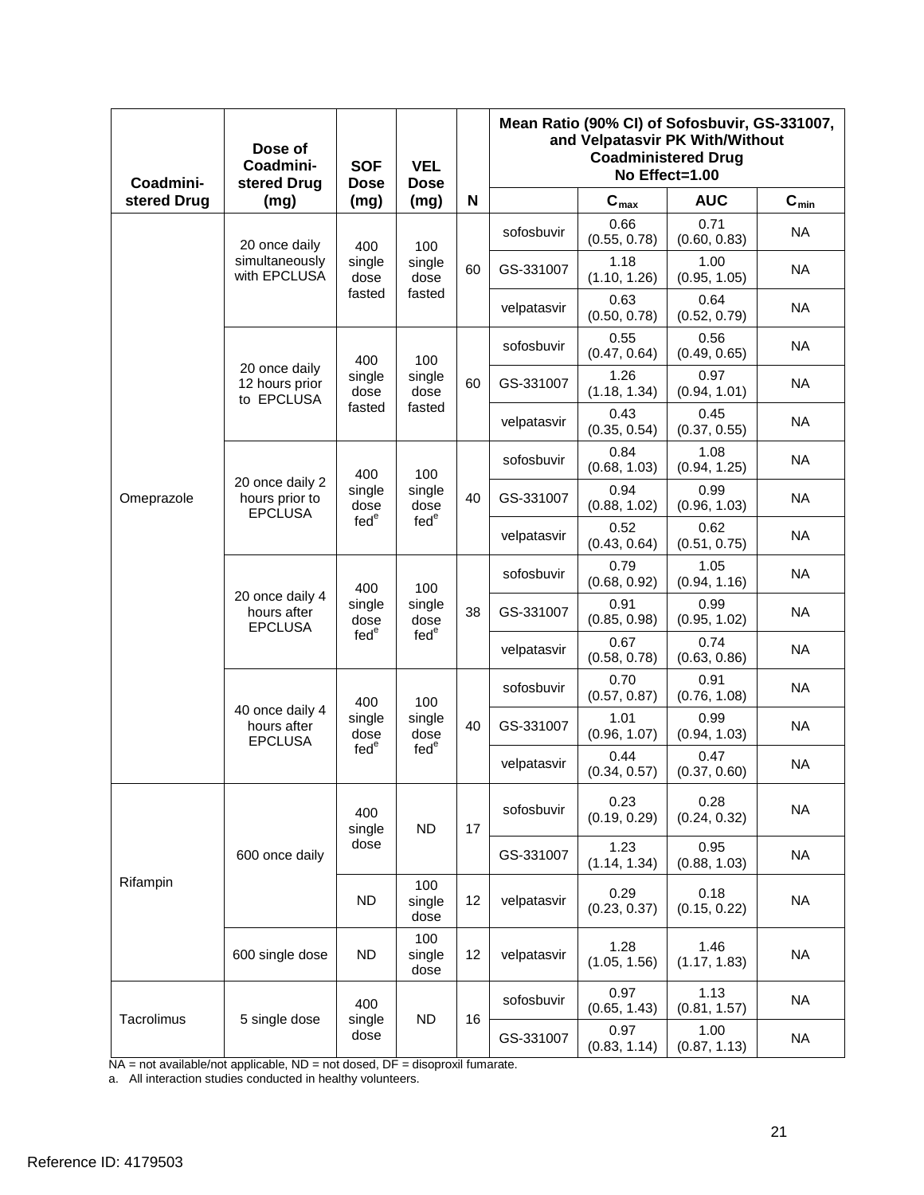| Coadministered Drug | Dose of Coadministered Drug (mg) | SOF Dose (mg) | VEL Dose (mg) | N | Mean Ratio (90% CI) of Sofosbuvir, GS-331007, and Velpatasvir PK With/Without Coadministered Drug No Effect=1.00 | | | |
|---|---|---|---|---|---|---|---|---|
| | | | | | | $C_{max}$ | AUC | $C_{min}$ |
| Omeprazole | 20 once daily simultaneously with EPCLUSA | 400 single dose fasted | 100 single dose fasted | 60 | sofosbuvir | 0.66 (0.55, 0.78) | 0.71 (0.60, 0.83) | NA |
| | | | | | GS-331007 | 1.18 (1.10, 1.26) | 1.00 (0.95, 1.05) | NA |
| | | | | | velpatasvir | 0.63 (0.50, 0.78) | 0.64 (0.52, 0.79) | NA |
| | 20 once daily 12 hours prior to EPCLUSA | 400 single dose fasted | 100 single dose fasted | 60 | sofosbuvir | 0.55 (0.47, 0.64) | 0.56 (0.49, 0.65) | NA |
| | | | | | GS-331007 | 1.26 (1.18, 1.34) | 0.97 (0.94, 1.01) | NA |
| | | | | | velpatasvir | 0.43 (0.35, 0.54) | 0.45 (0.37, 0.55) | NA |
| | 20 once daily 2 hours prior to EPCLUSA | 400 single dose fed[e] | 100 single dose fed[e] | 40 | sofosbuvir | 0.84 (0.68, 1.03) | 1.08 (0.94, 1.25) | NA |
| | | | | | GS-331007 | 0.94 (0.88, 1.02) | 0.99 (0.96, 1.03) | NA |
| | | | | | velpatasvir | 0.52 (0.43, 0.64) | 0.62 (0.51, 0.75) | NA |
| | 20 once daily 4 hours after EPCLUSA | 400 single dose fed[e] | 100 single dose fed[e] | 38 | sofosbuvir | 0.79 (0.68, 0.92) | 1.05 (0.94, 1.16) | NA |
| | | | | | GS-331007 | 0.91 (0.85, 0.98) | 0.99 (0.95, 1.02) | NA |
| | | | | | velpatasvir | 0.67 (0.58, 0.78) | 0.74 (0.63, 0.86) | NA |
| | 40 once daily 4 hours after EPCLUSA | 400 single dose fed[e] | 100 single dose fed[e] | 40 | sofosbuvir | 0.70 (0.57, 0.87) | 0.91 (0.76, 1.08) | NA |
| | | | | | GS-331007 | 1.01 (0.96, 1.07) | 0.99 (0.94, 1.03) | NA |
| | | | | | velpatasvir | 0.44 (0.34, 0.57) | 0.47 (0.37, 0.60) | NA |
| Rifampin | 600 once daily | 400 single dose | ND | 17 | sofosbuvir | 0.23 (0.19, 0.29) | 0.28 (0.24, 0.32) | NA |
| | | | | | GS-331007 | 1.23 (1.14, 1.34) | 0.95 (0.88, 1.03) | NA |
| | | ND | 100 single dose | 12 | velpatasvir | 0.29 (0.23, 0.37) | 0.18 (0.15, 0.22) | NA |
| | 600 single dose | ND | 100 single dose | 12 | velpatasvir | 1.28 (1.05, 1.56) | 1.46 (1.17, 1.83) | NA |
| Tacrolimus | 5 single dose | 400 single dose | ND | 16 | sofosbuvir | 0.97 (0.65, 1.43) | 1.13 (0.81, 1.57) | NA |
| | | | | | GS-331007 | 0.97 (0.83, 1.14) | 1.00 (0.87, 1.13) | NA |

NA = not available/not applicable, ND = not dosed, DF = disoproxil fumarate.

a. All interaction studies conducted in healthy volunteers.

Reference ID: 4179503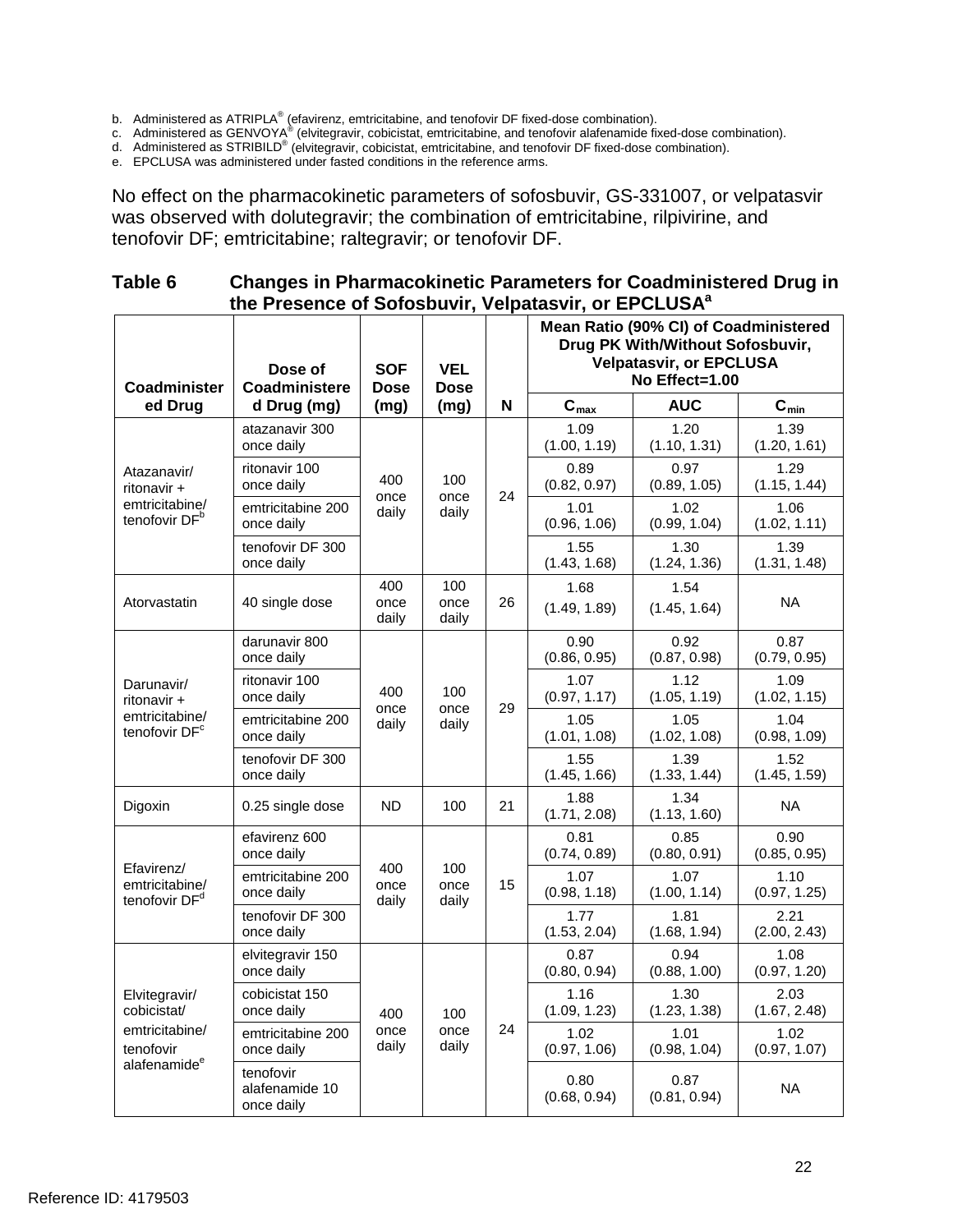b. Administered as ATRIPLA® (efavirenz, emtricitabine, and tenofovir DF fixed-dose combination).
c. Administered as GENVOYA® (elvitegravir, cobicistat, emtricitabine, and tenofovir alafenamide fixed-dose combination).
d. Administered as STRIBILD® (elvitegravir, cobicistat, emtricitabine, and tenofovir DF fixed-dose combination).
e. EPCLUSA was administered under fasted conditions in the reference arms.

No effect on the pharmacokinetic parameters of sofosbuvir, GS-331007, or velpatasvir was observed with dolutegravir; the combination of emtricitabine, rilpivirine, and tenofovir DF; emtricitabine; raltegravir; or tenofovir DF.

**Table 6 Changes in Pharmacokinetic Parameters for Coadministered Drug in the Presence of Sofosbuvir, Velpatasvir, or EPCLUSA[a]**

| Coadministered Drug | Dose of Coadministered Drug (mg) | SOF Dose (mg) | VEL Dose (mg) | N | Mean Ratio (90% CI) of Coadministered Drug PK With/Without Sofosbuvir, Velpatasvir, or EPCLUSA No Effect=1.00 | | |
|---|---|---|---|---|---|---|---|
| | | | | | $C_{max}$ | AUC | $C_{min}$ |
| Atazanavir/ ritonavir + emtricitabine/ tenofovir DF[b] | atazanavir 300 once daily | 400 once daily | 100 once daily | 24 | 1.09 (1.00, 1.19) | 1.20 (1.10, 1.31) | 1.39 (1.20, 1.61) |
| | ritonavir 100 once daily | | | | 0.89 (0.82, 0.97) | 0.97 (0.89, 1.05) | 1.29 (1.15, 1.44) |
| | emtricitabine 200 once daily | | | | 1.01 (0.96, 1.06) | 1.02 (0.99, 1.04) | 1.06 (1.02, 1.11) |
| | tenofovir DF 300 once daily | | | | 1.55 (1.43, 1.68) | 1.30 (1.24, 1.36) | 1.39 (1.31, 1.48) |
| Atorvastatin | 40 single dose | 400 once daily | 100 once daily | 26 | 1.68 (1.49, 1.89) | 1.54 (1.45, 1.64) | NA |
| Darunavir/ ritonavir + emtricitabine/ tenofovir DF[c] | darunavir 800 once daily | 400 once daily | 100 once daily | 29 | 0.90 (0.86, 0.95) | 0.92 (0.87, 0.98) | 0.87 (0.79, 0.95) |
| | ritonavir 100 once daily | | | | 1.07 (0.97, 1.17) | 1.12 (1.05, 1.19) | 1.09 (1.02, 1.15) |
| | emtricitabine 200 once daily | | | | 1.05 (1.01, 1.08) | 1.05 (1.02, 1.08) | 1.04 (0.98, 1.09) |
| | tenofovir DF 300 once daily | | | | 1.55 (1.45, 1.66) | 1.39 (1.33, 1.44) | 1.52 (1.45, 1.59) |
| Digoxin | 0.25 single dose | ND | 100 | 21 | 1.88 (1.71, 2.08) | 1.34 (1.13, 1.60) | NA |
| Efavirenz/ emtricitabine/ tenofovir DF[d] | efavirenz 600 once daily | 400 once daily | 100 once daily | 15 | 0.81 (0.74, 0.89) | 0.85 (0.80, 0.91) | 0.90 (0.85, 0.95) |
| | emtricitabine 200 once daily | | | | 1.07 (0.98, 1.18) | 1.07 (1.00, 1.14) | 1.10 (0.97, 1.25) |
| | tenofovir DF 300 once daily | | | | 1.77 (1.53, 2.04) | 1.81 (1.68, 1.94) | 2.21 (2.00, 2.43) |
| Elvitegravir/ cobicistat/ emtricitabine/ tenofovir alafenamide[e] | elvitegravir 150 once daily | 400 once daily | 100 once daily | 24 | 0.87 (0.80, 0.94) | 0.94 (0.88, 1.00) | 1.08 (0.97, 1.20) |
| | cobicistat 150 once daily | | | | 1.16 (1.09, 1.23) | 1.30 (1.23, 1.38) | 2.03 (1.67, 2.48) |
| | emtricitabine 200 once daily | | | | 1.02 (0.97, 1.06) | 1.01 (0.98, 1.04) | 1.02 (0.97, 1.07) |
| | tenofovir alafenamide 10 once daily | | | | 0.80 (0.68, 0.94) | 0.87 (0.81, 0.94) | NA |

Reference ID: 4179503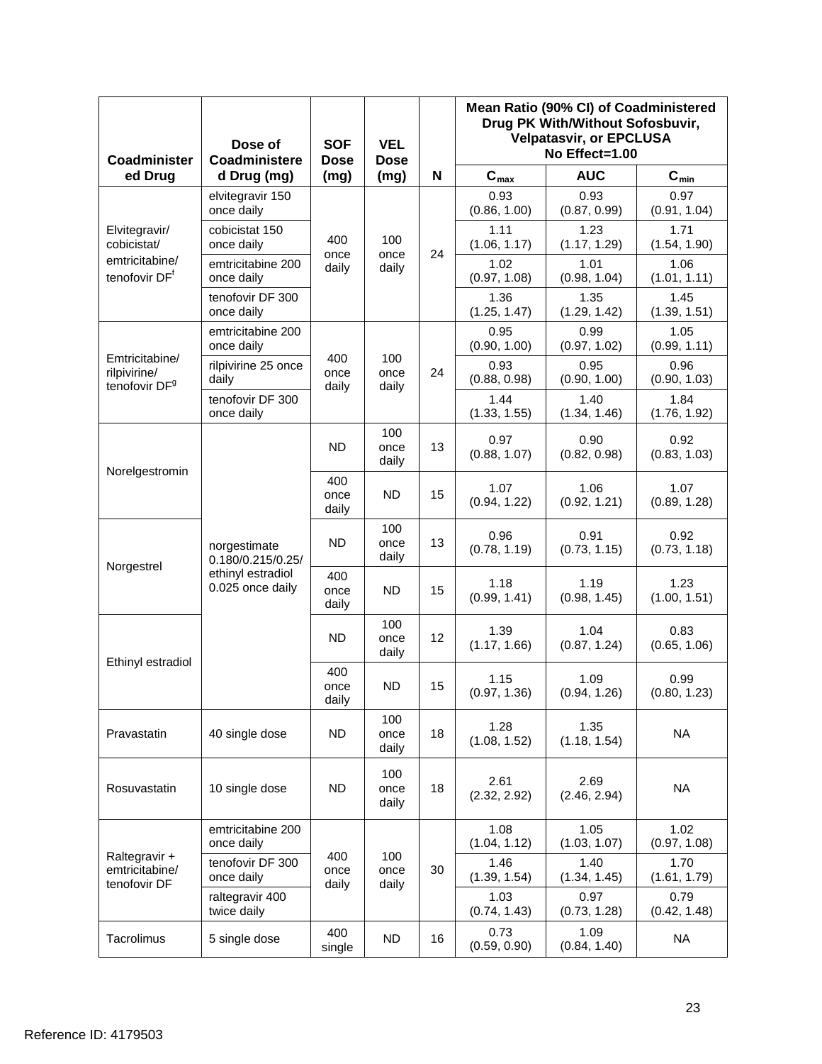| Coadministered Drug | Dose of Coadministered Drug (mg) | SOF Dose (mg) | VEL Dose (mg) | N | Mean Ratio (90% CI) of Coadministered Drug PK With/Without Sofosbuvir, Velpatasvir, or EPCLUSA No Effect=1.00 | | |
|---|---|---|---|---|---|---|---|
| | | | | | $C_{max}$ | AUC | $C_{min}$ |
| Elvitegravir/ cobicistat/ emtricitabine/ tenofovir DF[f] | elvitegravir 150 once daily | 400 once daily | 100 once daily | 24 | 0.93 (0.86, 1.00) | 0.93 (0.87, 0.99) | 0.97 (0.91, 1.04) |
| | cobicistat 150 once daily | | | | 1.11 (1.06, 1.17) | 1.23 (1.17, 1.29) | 1.71 (1.54, 1.90) |
| | emtricitabine 200 once daily | | | | 1.02 (0.97, 1.08) | 1.01 (0.98, 1.04) | 1.06 (1.01, 1.11) |
| | tenofovir DF 300 once daily | | | | 1.36 (1.25, 1.47) | 1.35 (1.29, 1.42) | 1.45 (1.39, 1.51) |
| Emtricitabine/ rilpivirine/ tenofovir DF[g] | emtricitabine 200 once daily | 400 once daily | 100 once daily | 24 | 0.95 (0.90, 1.00) | 0.99 (0.97, 1.02) | 1.05 (0.99, 1.11) |
| | rilpivirine 25 once daily | | | | 0.93 (0.88, 0.98) | 0.95 (0.90, 1.00) | 0.96 (0.90, 1.03) |
| | tenofovir DF 300 once daily | | | | 1.44 (1.33, 1.55) | 1.40 (1.34, 1.46) | 1.84 (1.76, 1.92) |
| Norelgestromin | norgestimate 0.180/0.215/0.25/ ethinyl estradiol 0.025 once daily | ND | 100 once daily | 13 | 0.97 (0.88, 1.07) | 0.90 (0.82, 0.98) | 0.92 (0.83, 1.03) |
| | | 400 once daily | ND | 15 | 1.07 (0.94, 1.22) | 1.06 (0.92, 1.21) | 1.07 (0.89, 1.28) |
| Norgestrel | | ND | 100 once daily | 13 | 0.96 (0.78, 1.19) | 0.91 (0.73, 1.15) | 0.92 (0.73, 1.18) |
| | | 400 once daily | ND | 15 | 1.18 (0.99, 1.41) | 1.19 (0.98, 1.45) | 1.23 (1.00, 1.51) |
| Ethinyl estradiol | | ND | 100 once daily | 12 | 1.39 (1.17, 1.66) | 1.04 (0.87, 1.24) | 0.83 (0.65, 1.06) |
| | | 400 once daily | ND | 15 | 1.15 (0.97, 1.36) | 1.09 (0.94, 1.26) | 0.99 (0.80, 1.23) |
| Pravastatin | 40 single dose | ND | 100 once daily | 18 | 1.28 (1.08, 1.52) | 1.35 (1.18, 1.54) | NA |
| Rosuvastatin | 10 single dose | ND | 100 once daily | 18 | 2.61 (2.32, 2.92) | 2.69 (2.46, 2.94) | NA |
| Raltegravir + emtricitabine/ tenofovir DF | emtricitabine 200 once daily | 400 once daily | 100 once daily | 30 | 1.08 (1.04, 1.12) | 1.05 (1.03, 1.07) | 1.02 (0.97, 1.08) |
| | tenofovir DF 300 once daily | | | | 1.46 (1.39, 1.54) | 1.40 (1.34, 1.45) | 1.70 (1.61, 1.79) |
| | raltegravir 400 twice daily | | | | 1.03 (0.74, 1.43) | 0.97 (0.73, 1.28) | 0.79 (0.42, 1.48) |
| Tacrolimus | 5 single dose | 400 single | ND | 16 | 0.73 (0.59, 0.90) | 1.09 (0.84, 1.40) | NA |

Reference ID: 4179503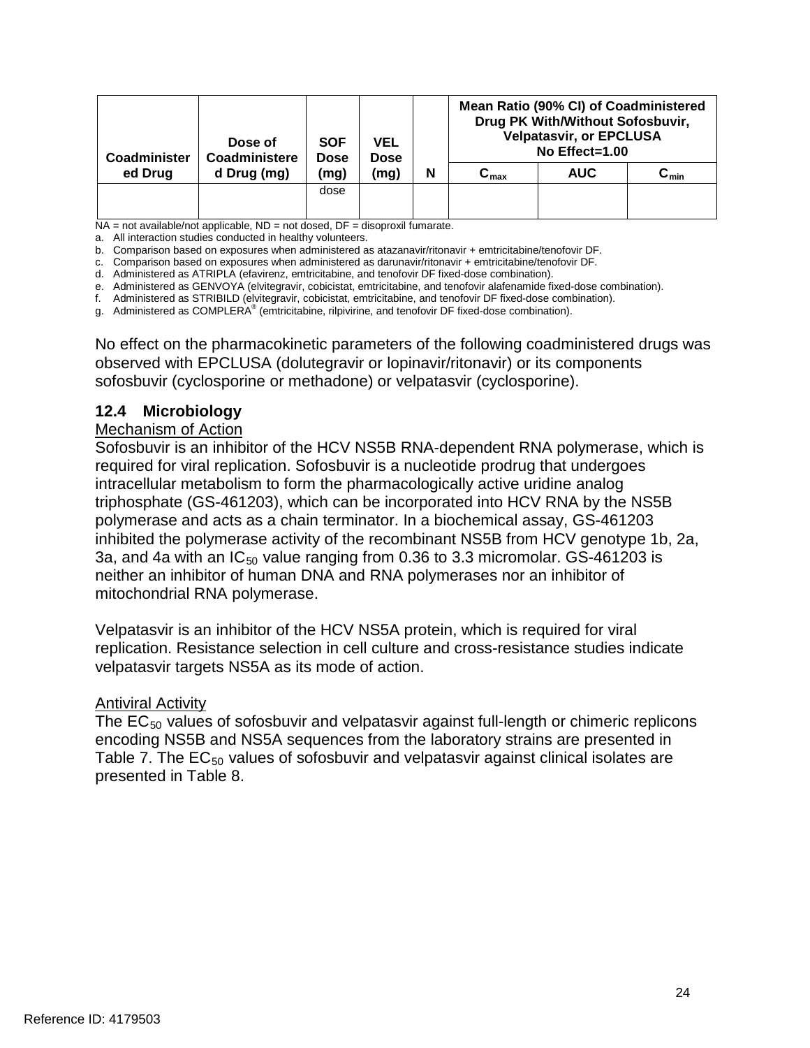| Coadministered Drug | Dose of Coadministered Drug (mg) | SOF Dose (mg) | VEL Dose (mg) | N | Mean Ratio (90% CI) of Coadministered Drug PK With/Without Sofosbuvir, Velpatasvir, or EPCLUSA No Effect=1.00 | | |
|---|---|---|---|---|---|---|---|
| | | | | | $C_{max}$ | AUC | $C_{min}$ |
| | | dose | | | | | |

NA = not available/not applicable, ND = not dosed, DF = disoproxil fumarate.

a. All interaction studies conducted in healthy volunteers.

b. Comparison based on exposures when administered as atazanavir/ritonavir + emtricitabine/tenofovir DF.

c. Comparison based on exposures when administered as darunavir/ritonavir + emtricitabine/tenofovir DF.

d. Administered as ATRIPLA (efavirenz, emtricitabine, and tenofovir DF fixed-dose combination).

e. Administered as GENVOYA (elvitegravir, cobicistat, emtricitabine, and tenofovir alafenamide fixed-dose combination).

f. Administered as STRIBILD (elvitegravir, cobicistat, emtricitabine, and tenofovir DF fixed-dose combination).

g. Administered as COMPLERA® (emtricitabine, rilpivirine, and tenofovir DF fixed-dose combination).

No effect on the pharmacokinetic parameters of the following coadministered drugs was observed with EPCLUSA (dolutegravir or lopinavir/ritonavir) or its components sofosbuvir (cyclosporine or methadone) or velpatasvir (cyclosporine).

### 12.4 Microbiology

Mechanism of Action

Sofosbuvir is an inhibitor of the HCV NS5B RNA-dependent RNA polymerase, which is required for viral replication. Sofosbuvir is a nucleotide prodrug that undergoes intracellular metabolism to form the pharmacologically active uridine analog triphosphate (GS-461203), which can be incorporated into HCV RNA by the NS5B polymerase and acts as a chain terminator. In a biochemical assay, GS-461203 inhibited the polymerase activity of the recombinant NS5B from HCV genotype 1b, 2a, 3a, and 4a with an $IC_{50}$ value ranging from 0.36 to 3.3 micromolar. GS-461203 is neither an inhibitor of human DNA and RNA polymerases nor an inhibitor of mitochondrial RNA polymerase.

Velpatasvir is an inhibitor of the HCV NS5A protein, which is required for viral replication. Resistance selection in cell culture and cross-resistance studies indicate velpatasvir targets NS5A as its mode of action.

Antiviral Activity

The $EC_{50}$ values of sofosbuvir and velpatasvir against full-length or chimeric replicons encoding NS5B and NS5A sequences from the laboratory strains are presented in Table 7. The $EC_{50}$ values of sofosbuvir and velpatasvir against clinical isolates are presented in Table 8.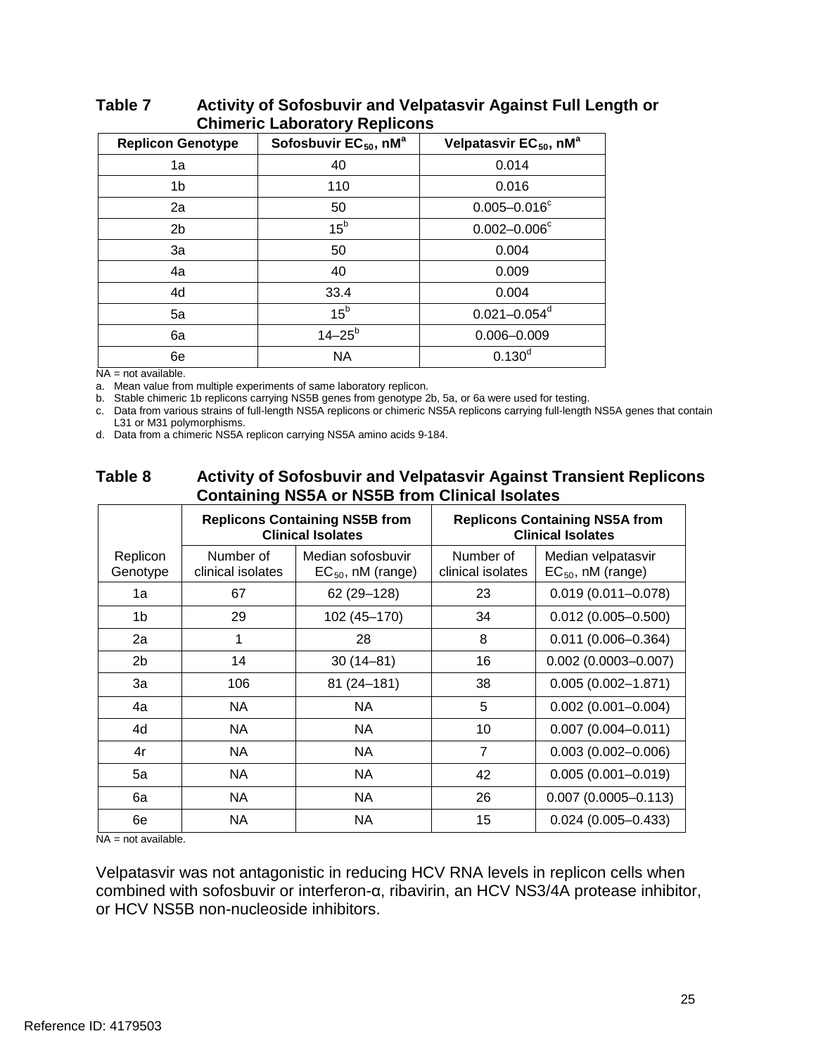**Table 7 Activity of Sofosbuvir and Velpatasvir Against Full Length or Chimeric Laboratory Replicons**

| Replicon Genotype | Sofosbuvir $EC_{50}$, nM[a] | Velpatasvir $EC_{50}$, nM[a] |
|---|---|---|
| 1a | 40 | 0.014 |
| 1b | 110 | 0.016 |
| 2a | 50 | 0.005–0.016[c] |
| 2b | 15[b] | 0.002–0.006[c] |
| 3a | 50 | 0.004 |
| 4a | 40 | 0.009 |
| 4d | 33.4 | 0.004 |
| 5a | 15[b] | 0.021–0.054[d] |
| 6a | 14–25[b] | 0.006–0.009 |
| 6e | NA | 0.130[d] |

NA = not available.

a. Mean value from multiple experiments of same laboratory replicon.

b. Stable chimeric 1b replicons carrying NS5B genes from genotype 2b, 5a, or 6a were used for testing.

c. Data from various strains of full-length NS5A replicons or chimeric NS5A replicons carrying full-length NS5A genes that contain L31 or M31 polymorphisms.

d. Data from a chimeric NS5A replicon carrying NS5A amino acids 9-184.

**Table 8 Activity of Sofosbuvir and Velpatasvir Against Transient Replicons Containing NS5A or NS5B from Clinical Isolates**

| | Replicons Containing NS5B from Clinical Isolates | | Replicons Containing NS5A from Clinical Isolates | |
|---|---|---|---|---|
| Replicon Genotype | Number of clinical isolates | Median sofosbuvir $EC_{50}$, nM (range) | Number of clinical isolates | Median velpatasvir $EC_{50}$, nM (range) |
| 1a | 67 | 62 (29–128) | 23 | 0.019 (0.011–0.078) |
| 1b | 29 | 102 (45–170) | 34 | 0.012 (0.005–0.500) |
| 2a | 1 | 28 | 8 | 0.011 (0.006–0.364) |
| 2b | 14 | 30 (14–81) | 16 | 0.002 (0.0003–0.007) |
| 3a | 106 | 81 (24–181) | 38 | 0.005 (0.002–1.871) |
| 4a | NA | NA | 5 | 0.002 (0.001–0.004) |
| 4d | NA | NA | 10 | 0.007 (0.004–0.011) |
| 4r | NA | NA | 7 | 0.003 (0.002–0.006) |
| 5a | NA | NA | 42 | 0.005 (0.001–0.019) |
| 6a | NA | NA | 26 | 0.007 (0.0005–0.113) |
| 6e | NA | NA | 15 | 0.024 (0.005–0.433) |

NA = not available.

Velpatasvir was not antagonistic in reducing HCV RNA levels in replicon cells when combined with sofosbuvir or interferon-α, ribavirin, an HCV NS3/4A protease inhibitor, or HCV NS5B non-nucleoside inhibitors.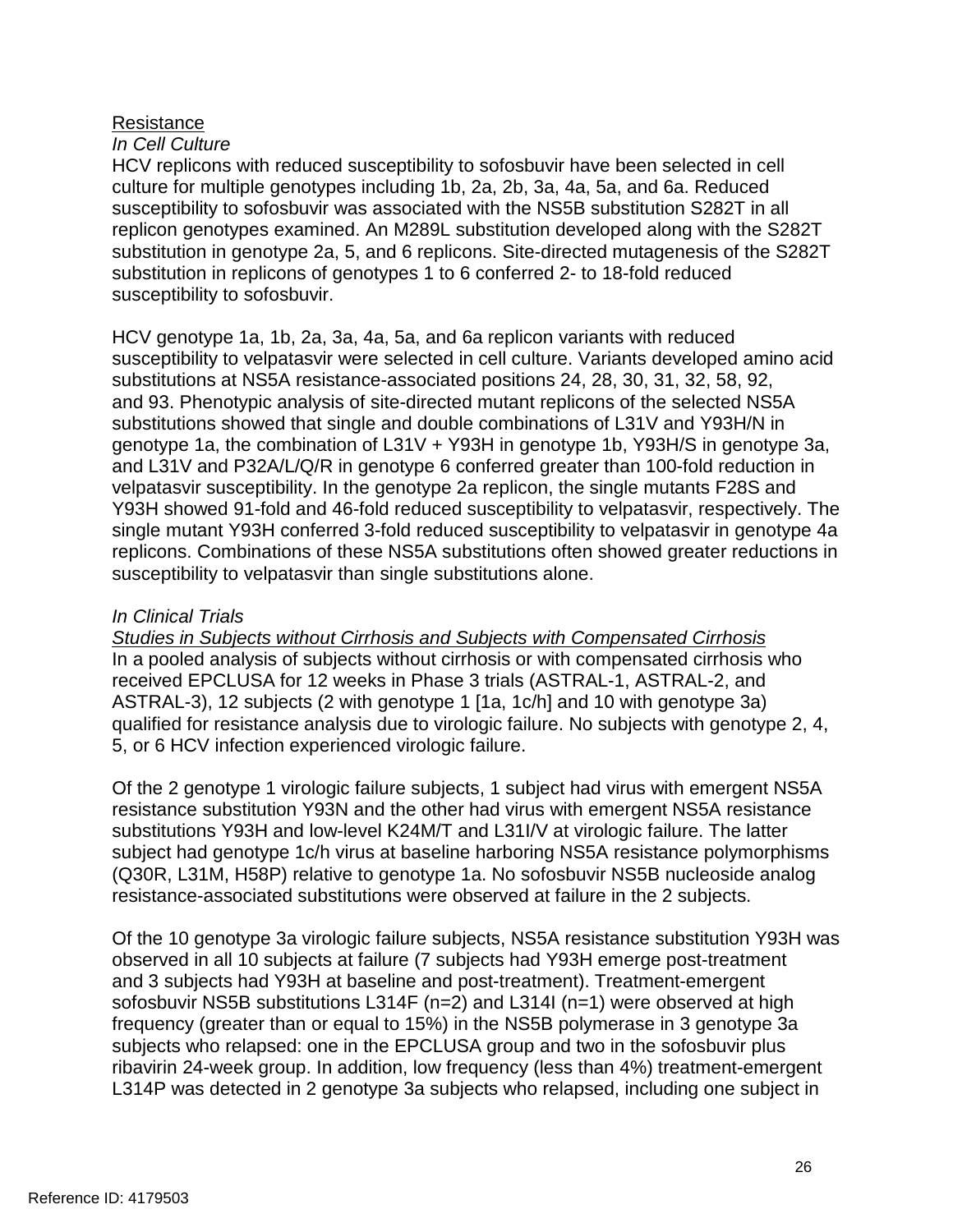<u>Resistance</u>

*In Cell Culture*

HCV replicons with reduced susceptibility to sofosbuvir have been selected in cell culture for multiple genotypes including 1b, 2a, 2b, 3a, 4a, 5a, and 6a. Reduced susceptibility to sofosbuvir was associated with the NS5B substitution S282T in all replicon genotypes examined. An M289L substitution developed along with the S282T substitution in genotype 2a, 5, and 6 replicons. Site-directed mutagenesis of the S282T substitution in replicons of genotypes 1 to 6 conferred 2- to 18-fold reduced susceptibility to sofosbuvir.

HCV genotype 1a, 1b, 2a, 3a, 4a, 5a, and 6a replicon variants with reduced susceptibility to velpatasvir were selected in cell culture. Variants developed amino acid substitutions at NS5A resistance-associated positions 24, 28, 30, 31, 32, 58, 92, and 93. Phenotypic analysis of site-directed mutant replicons of the selected NS5A substitutions showed that single and double combinations of L31V and Y93H/N in genotype 1a, the combination of L31V + Y93H in genotype 1b, Y93H/S in genotype 3a, and L31V and P32A/L/Q/R in genotype 6 conferred greater than 100-fold reduction in velpatasvir susceptibility. In the genotype 2a replicon, the single mutants F28S and Y93H showed 91-fold and 46-fold reduced susceptibility to velpatasvir, respectively. The single mutant Y93H conferred 3-fold reduced susceptibility to velpatasvir in genotype 4a replicons. Combinations of these NS5A substitutions often showed greater reductions in susceptibility to velpatasvir than single substitutions alone.

*In Clinical Trials*

*<u>Studies in Subjects without Cirrhosis and Subjects with Compensated Cirrhosis</u>*

In a pooled analysis of subjects without cirrhosis or with compensated cirrhosis who received EPCLUSA for 12 weeks in Phase 3 trials (ASTRAL-1, ASTRAL-2, and ASTRAL-3), 12 subjects (2 with genotype 1 [1a, 1c/h] and 10 with genotype 3a) qualified for resistance analysis due to virologic failure. No subjects with genotype 2, 4, 5, or 6 HCV infection experienced virologic failure.

Of the 2 genotype 1 virologic failure subjects, 1 subject had virus with emergent NS5A resistance substitution Y93N and the other had virus with emergent NS5A resistance substitutions Y93H and low-level K24M/T and L31I/V at virologic failure. The latter subject had genotype 1c/h virus at baseline harboring NS5A resistance polymorphisms (Q30R, L31M, H58P) relative to genotype 1a. No sofosbuvir NS5B nucleoside analog resistance-associated substitutions were observed at failure in the 2 subjects.

Of the 10 genotype 3a virologic failure subjects, NS5A resistance substitution Y93H was observed in all 10 subjects at failure (7 subjects had Y93H emerge post-treatment and 3 subjects had Y93H at baseline and post-treatment). Treatment-emergent sofosbuvir NS5B substitutions L314F (n=2) and L314I (n=1) were observed at high frequency (greater than or equal to 15%) in the NS5B polymerase in 3 genotype 3a subjects who relapsed: one in the EPCLUSA group and two in the sofosbuvir plus ribavirin 24-week group. In addition, low frequency (less than 4%) treatment-emergent L314P was detected in 2 genotype 3a subjects who relapsed, including one subject in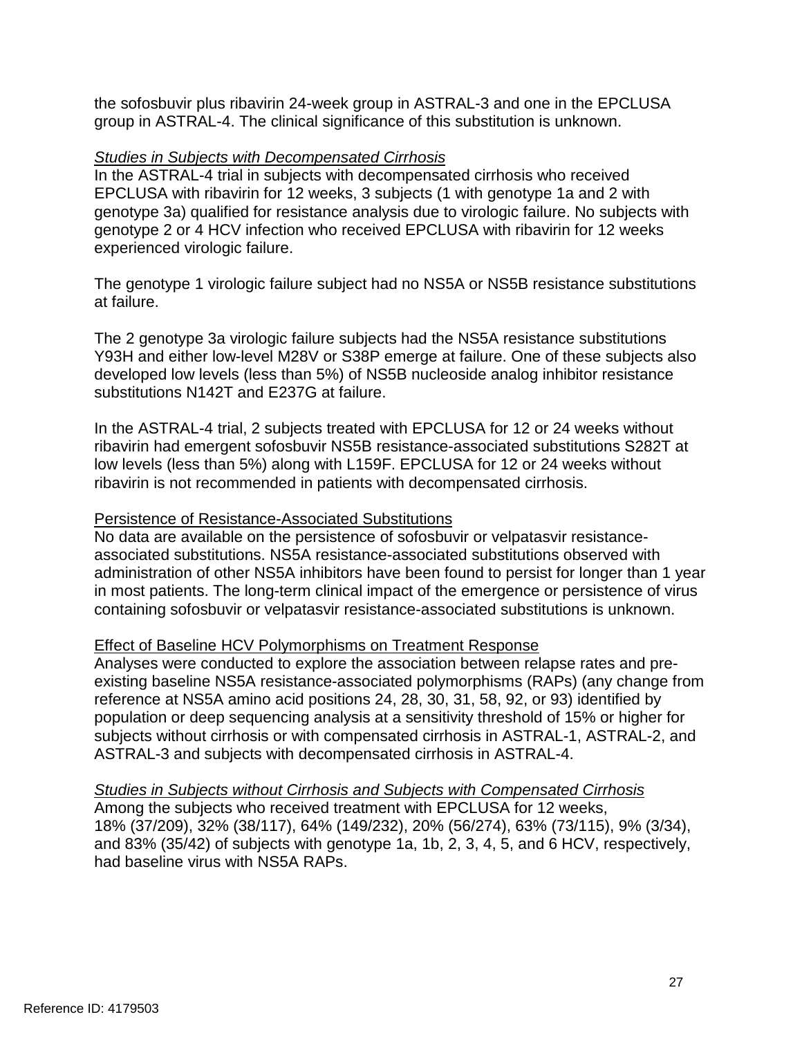the sofosbuvir plus ribavirin 24-week group in ASTRAL-3 and one in the EPCLUSA group in ASTRAL-4. The clinical significance of this substitution is unknown.

*Studies in Subjects with Decompensated Cirrhosis*

In the ASTRAL-4 trial in subjects with decompensated cirrhosis who received EPCLUSA with ribavirin for 12 weeks, 3 subjects (1 with genotype 1a and 2 with genotype 3a) qualified for resistance analysis due to virologic failure. No subjects with genotype 2 or 4 HCV infection who received EPCLUSA with ribavirin for 12 weeks experienced virologic failure.

The genotype 1 virologic failure subject had no NS5A or NS5B resistance substitutions at failure.

The 2 genotype 3a virologic failure subjects had the NS5A resistance substitutions Y93H and either low-level M28V or S38P emerge at failure. One of these subjects also developed low levels (less than 5%) of NS5B nucleoside analog inhibitor resistance substitutions N142T and E237G at failure.

In the ASTRAL-4 trial, 2 subjects treated with EPCLUSA for 12 or 24 weeks without ribavirin had emergent sofosbuvir NS5B resistance-associated substitutions S282T at low levels (less than 5%) along with L159F. EPCLUSA for 12 or 24 weeks without ribavirin is not recommended in patients with decompensated cirrhosis.

Persistence of Resistance-Associated Substitutions

No data are available on the persistence of sofosbuvir or velpatasvir resistance-associated substitutions. NS5A resistance-associated substitutions observed with administration of other NS5A inhibitors have been found to persist for longer than 1 year in most patients. The long-term clinical impact of the emergence or persistence of virus containing sofosbuvir or velpatasvir resistance-associated substitutions is unknown.

Effect of Baseline HCV Polymorphisms on Treatment Response

Analyses were conducted to explore the association between relapse rates and pre-existing baseline NS5A resistance-associated polymorphisms (RAPs) (any change from reference at NS5A amino acid positions 24, 28, 30, 31, 58, 92, or 93) identified by population or deep sequencing analysis at a sensitivity threshold of 15% or higher for subjects without cirrhosis or with compensated cirrhosis in ASTRAL-1, ASTRAL-2, and ASTRAL-3 and subjects with decompensated cirrhosis in ASTRAL-4.

*Studies in Subjects without Cirrhosis and Subjects with Compensated Cirrhosis*

Among the subjects who received treatment with EPCLUSA for 12 weeks, 18% (37/209), 32% (38/117), 64% (149/232), 20% (56/274), 63% (73/115), 9% (3/34), and 83% (35/42) of subjects with genotype 1a, 1b, 2, 3, 4, 5, and 6 HCV, respectively, had baseline virus with NS5A RAPs.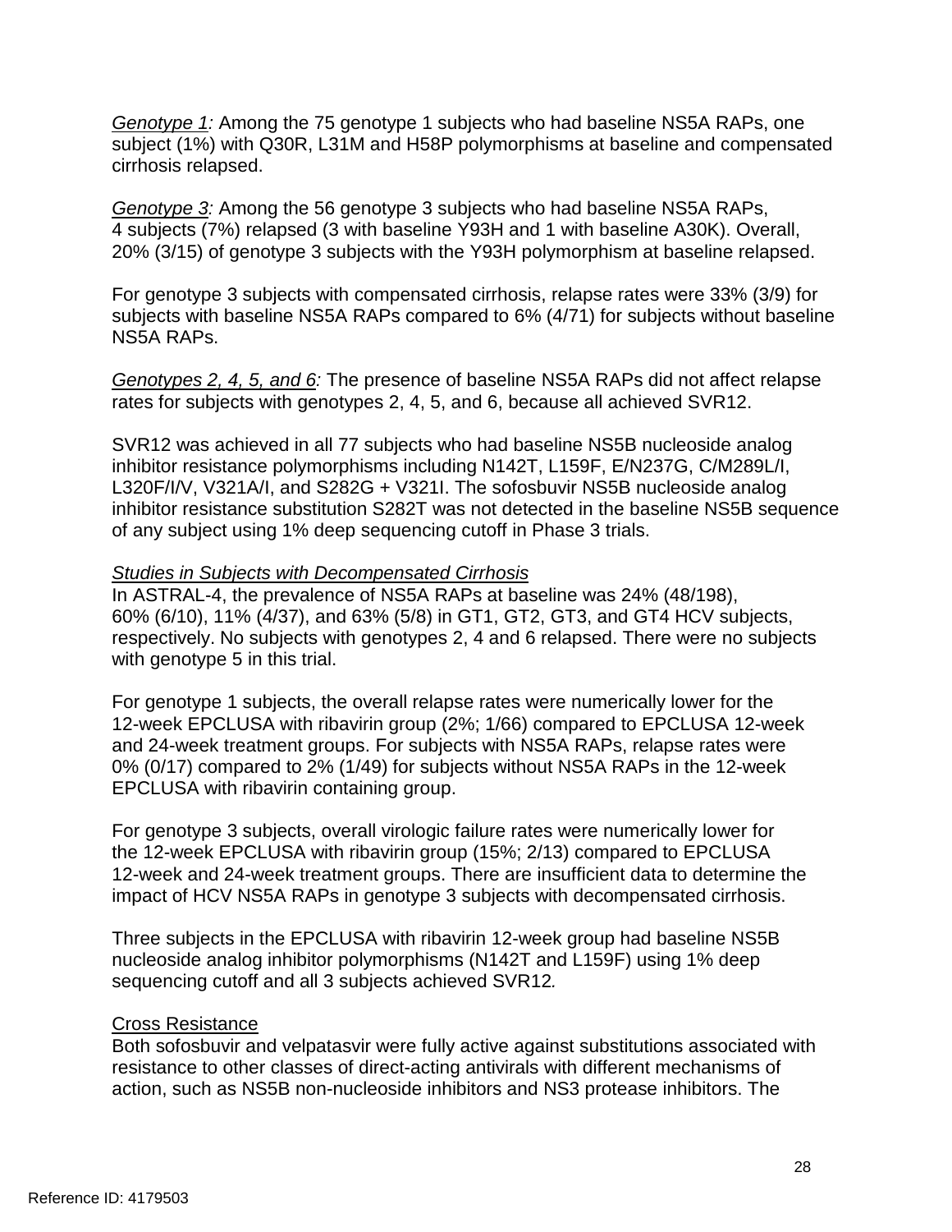*Genotype 1:* Among the 75 genotype 1 subjects who had baseline NS5A RAPs, one subject (1%) with Q30R, L31M and H58P polymorphisms at baseline and compensated cirrhosis relapsed.

*Genotype 3:* Among the 56 genotype 3 subjects who had baseline NS5A RAPs, 4 subjects (7%) relapsed (3 with baseline Y93H and 1 with baseline A30K). Overall, 20% (3/15) of genotype 3 subjects with the Y93H polymorphism at baseline relapsed.

For genotype 3 subjects with compensated cirrhosis, relapse rates were 33% (3/9) for subjects with baseline NS5A RAPs compared to 6% (4/71) for subjects without baseline NS5A RAPs.

*Genotypes 2, 4, 5, and 6:* The presence of baseline NS5A RAPs did not affect relapse rates for subjects with genotypes 2, 4, 5, and 6, because all achieved SVR12.

SVR12 was achieved in all 77 subjects who had baseline NS5B nucleoside analog inhibitor resistance polymorphisms including N142T, L159F, E/N237G, C/M289L/I, L320F/I/V, V321A/I, and S282G + V321I. The sofosbuvir NS5B nucleoside analog inhibitor resistance substitution S282T was not detected in the baseline NS5B sequence of any subject using 1% deep sequencing cutoff in Phase 3 trials.

*Studies in Subjects with Decompensated Cirrhosis*

In ASTRAL-4, the prevalence of NS5A RAPs at baseline was 24% (48/198), 60% (6/10), 11% (4/37), and 63% (5/8) in GT1, GT2, GT3, and GT4 HCV subjects, respectively. No subjects with genotypes 2, 4 and 6 relapsed. There were no subjects with genotype 5 in this trial.

For genotype 1 subjects, the overall relapse rates were numerically lower for the 12-week EPCLUSA with ribavirin group (2%; 1/66) compared to EPCLUSA 12-week and 24-week treatment groups. For subjects with NS5A RAPs, relapse rates were 0% (0/17) compared to 2% (1/49) for subjects without NS5A RAPs in the 12-week EPCLUSA with ribavirin containing group.

For genotype 3 subjects, overall virologic failure rates were numerically lower for the 12-week EPCLUSA with ribavirin group (15%; 2/13) compared to EPCLUSA 12-week and 24-week treatment groups. There are insufficient data to determine the impact of HCV NS5A RAPs in genotype 3 subjects with decompensated cirrhosis.

Three subjects in the EPCLUSA with ribavirin 12-week group had baseline NS5B nucleoside analog inhibitor polymorphisms (N142T and L159F) using 1% deep sequencing cutoff and all 3 subjects achieved SVR12.

Cross Resistance

Both sofosbuvir and velpatasvir were fully active against substitutions associated with resistance to other classes of direct-acting antivirals with different mechanisms of action, such as NS5B non-nucleoside inhibitors and NS3 protease inhibitors. The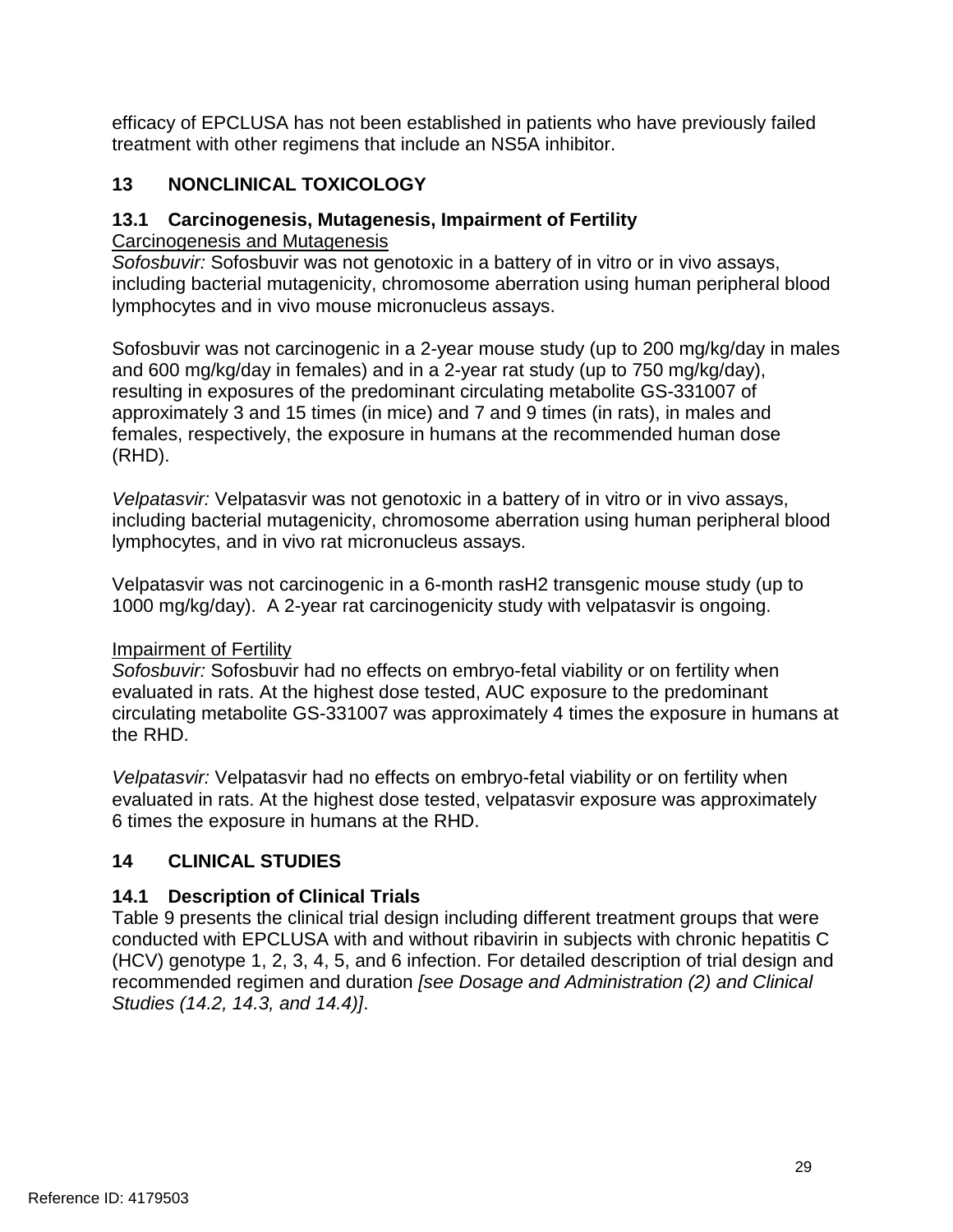efficacy of EPCLUSA has not been established in patients who have previously failed treatment with other regimens that include an NS5A inhibitor.

## 13 NONCLINICAL TOXICOLOGY

### 13.1 Carcinogenesis, Mutagenesis, Impairment of Fertility

Carcinogenesis and Mutagenesis

*Sofosbuvir:* Sofosbuvir was not genotoxic in a battery of in vitro or in vivo assays, including bacterial mutagenicity, chromosome aberration using human peripheral blood lymphocytes and in vivo mouse micronucleus assays.

Sofosbuvir was not carcinogenic in a 2-year mouse study (up to 200 mg/kg/day in males and 600 mg/kg/day in females) and in a 2-year rat study (up to 750 mg/kg/day), resulting in exposures of the predominant circulating metabolite GS-331007 of approximately 3 and 15 times (in mice) and 7 and 9 times (in rats), in males and females, respectively, the exposure in humans at the recommended human dose (RHD).

*Velpatasvir:* Velpatasvir was not genotoxic in a battery of in vitro or in vivo assays, including bacterial mutagenicity, chromosome aberration using human peripheral blood lymphocytes, and in vivo rat micronucleus assays.

Velpatasvir was not carcinogenic in a 6-month rasH2 transgenic mouse study (up to 1000 mg/kg/day). A 2-year rat carcinogenicity study with velpatasvir is ongoing.

Impairment of Fertility

*Sofosbuvir:* Sofosbuvir had no effects on embryo-fetal viability or on fertility when evaluated in rats. At the highest dose tested, AUC exposure to the predominant circulating metabolite GS-331007 was approximately 4 times the exposure in humans at the RHD.

*Velpatasvir:* Velpatasvir had no effects on embryo-fetal viability or on fertility when evaluated in rats. At the highest dose tested, velpatasvir exposure was approximately 6 times the exposure in humans at the RHD.

## 14 CLINICAL STUDIES

### 14.1 Description of Clinical Trials

Table 9 presents the clinical trial design including different treatment groups that were conducted with EPCLUSA with and without ribavirin in subjects with chronic hepatitis C (HCV) genotype 1, 2, 3, 4, 5, and 6 infection. For detailed description of trial design and recommended regimen and duration *[see Dosage and Administration (2) and Clinical Studies (14.2, 14.3, and 14.4)]*.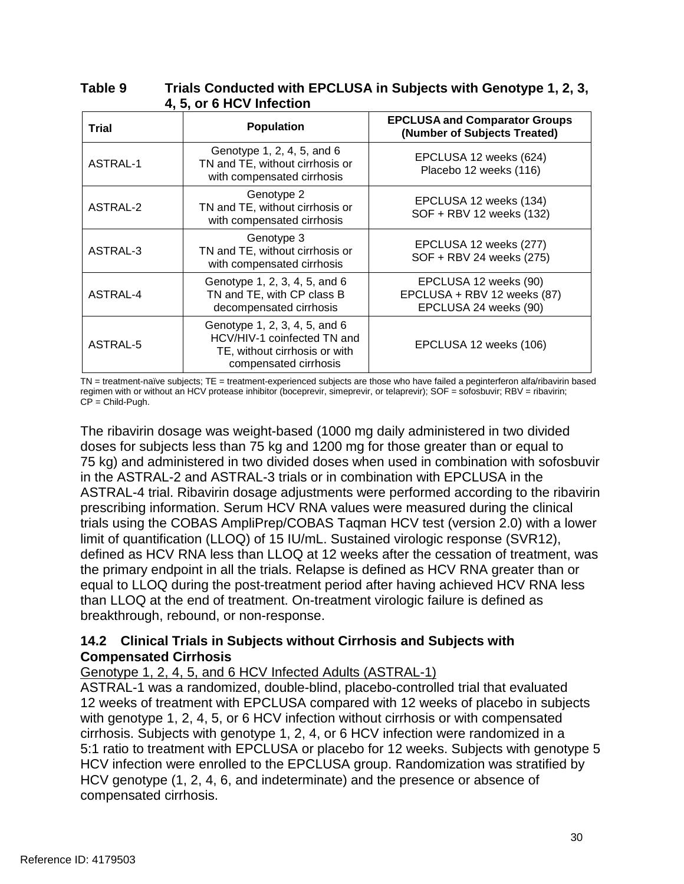**Table 9 Trials Conducted with EPCLUSA in Subjects with Genotype 1, 2, 3, 4, 5, or 6 HCV Infection**

| Trial | Population | EPCLUSA and Comparator Groups (Number of Subjects Treated) |
|---|---|---|
| ASTRAL-1 | Genotype 1, 2, 4, 5, and 6 TN and TE, without cirrhosis or with compensated cirrhosis | EPCLUSA 12 weeks (624)<br>Placebo 12 weeks (116) |
| ASTRAL-2 | Genotype 2 TN and TE, without cirrhosis or with compensated cirrhosis | EPCLUSA 12 weeks (134)<br>SOF + RBV 12 weeks (132) |
| ASTRAL-3 | Genotype 3 TN and TE, without cirrhosis or with compensated cirrhosis | EPCLUSA 12 weeks (277)<br>SOF + RBV 24 weeks (275) |
| ASTRAL-4 | Genotype 1, 2, 3, 4, 5, and 6 TN and TE, with CP class B decompensated cirrhosis | EPCLUSA 12 weeks (90)<br>EPCLUSA + RBV 12 weeks (87)<br>EPCLUSA 24 weeks (90) |
| ASTRAL-5 | Genotype 1, 2, 3, 4, 5, and 6 HCV/HIV-1 coinfected TN and TE, without cirrhosis or with compensated cirrhosis | EPCLUSA 12 weeks (106) |

TN = treatment-naïve subjects; TE = treatment-experienced subjects are those who have failed a peginterferon alfa/ribavirin based regimen with or without an HCV protease inhibitor (boceprevir, simeprevir, or telaprevir); SOF = sofosbuvir; RBV = ribavirin; CP = Child-Pugh.

The ribavirin dosage was weight-based (1000 mg daily administered in two divided doses for subjects less than 75 kg and 1200 mg for those greater than or equal to 75 kg) and administered in two divided doses when used in combination with sofosbuvir in the ASTRAL-2 and ASTRAL-3 trials or in combination with EPCLUSA in the ASTRAL-4 trial. Ribavirin dosage adjustments were performed according to the ribavirin prescribing information. Serum HCV RNA values were measured during the clinical trials using the COBAS AmpliPrep/COBAS Taqman HCV test (version 2.0) with a lower limit of quantification (LLOQ) of 15 IU/mL. Sustained virologic response (SVR12), defined as HCV RNA less than LLOQ at 12 weeks after the cessation of treatment, was the primary endpoint in all the trials. Relapse is defined as HCV RNA greater than or equal to LLOQ during the post-treatment period after having achieved HCV RNA less than LLOQ at the end of treatment. On-treatment virologic failure is defined as breakthrough, rebound, or non-response.

## 14.2 Clinical Trials in Subjects without Cirrhosis and Subjects with Compensated Cirrhosis

Genotype 1, 2, 4, 5, and 6 HCV Infected Adults (ASTRAL-1)

ASTRAL-1 was a randomized, double-blind, placebo-controlled trial that evaluated 12 weeks of treatment with EPCLUSA compared with 12 weeks of placebo in subjects with genotype 1, 2, 4, 5, or 6 HCV infection without cirrhosis or with compensated cirrhosis. Subjects with genotype 1, 2, 4, or 6 HCV infection were randomized in a 5:1 ratio to treatment with EPCLUSA or placebo for 12 weeks. Subjects with genotype 5 HCV infection were enrolled to the EPCLUSA group. Randomization was stratified by HCV genotype (1, 2, 4, 6, and indeterminate) and the presence or absence of compensated cirrhosis.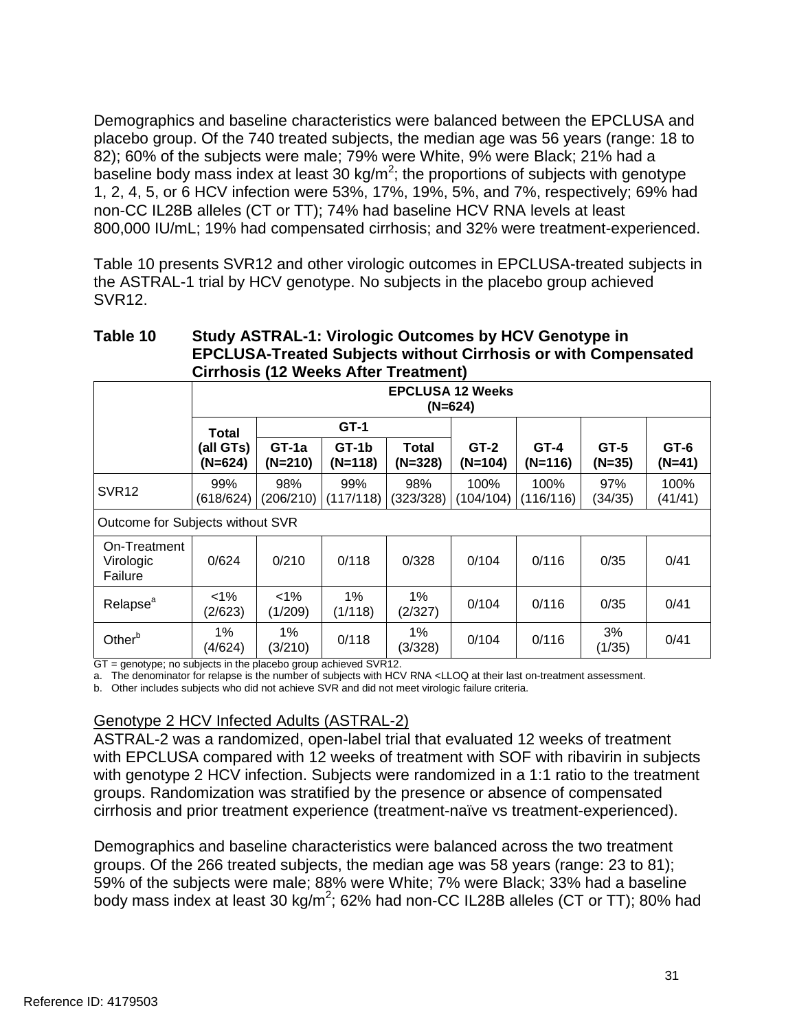Demographics and baseline characteristics were balanced between the EPCLUSA and placebo group. Of the 740 treated subjects, the median age was 56 years (range: 18 to 82); 60% of the subjects were male; 79% were White, 9% were Black; 21% had a baseline body mass index at least 30 kg/$m^2$; the proportions of subjects with genotype 1, 2, 4, 5, or 6 HCV infection were 53%, 17%, 19%, 5%, and 7%, respectively; 69% had non-CC IL28B alleles (CT or TT); 74% had baseline HCV RNA levels at least 800,000 IU/mL; 19% had compensated cirrhosis; and 32% were treatment-experienced.

Table 10 presents SVR12 and other virologic outcomes in EPCLUSA-treated subjects in the ASTRAL-1 trial by HCV genotype. No subjects in the placebo group achieved SVR12.

**Table 10 Study ASTRAL-1: Virologic Outcomes by HCV Genotype in EPCLUSA-Treated Subjects without Cirrhosis or with Compensated Cirrhosis (12 Weeks After Treatment)**

| | EPCLUSA 12 Weeks (N=624) | | | | | | | |
|---|---|---|---|---|---|---|---|---|
| | Total (all GTs) (N=624) | GT-1 | | | GT-2 (N=104) | GT-4 (N=116) | GT-5 (N=35) | GT-6 (N=41) |
| | | GT-1a (N=210) | GT-1b (N=118) | Total (N=328) | | | | |
| SVR12 | 99% (618/624) | 98% (206/210) | 99% (117/118) | 98% (323/328) | 100% (104/104) | 100% (116/116) | 97% (34/35) | 100% (41/41) |
| Outcome for Subjects without SVR | | | | | | | | |
| On-Treatment Virologic Failure | 0/624 | 0/210 | 0/118 | 0/328 | 0/104 | 0/116 | 0/35 | 0/41 |
| Relapse[a] | <1% (2/623) | <1% (1/209) | 1% (1/118) | 1% (2/327) | 0/104 | 0/116 | 0/35 | 0/41 |
| Other[b] | 1% (4/624) | 1% (3/210) | 0/118 | 1% (3/328) | 0/104 | 0/116 | 3% (1/35) | 0/41 |

GT = genotype; no subjects in the placebo group achieved SVR12.

a. The denominator for relapse is the number of subjects with HCV RNA <LLOQ at their last on-treatment assessment.

b. Other includes subjects who did not achieve SVR and did not meet virologic failure criteria.

Genotype 2 HCV Infected Adults (ASTRAL-2)

ASTRAL-2 was a randomized, open-label trial that evaluated 12 weeks of treatment with EPCLUSA compared with 12 weeks of treatment with SOF with ribavirin in subjects with genotype 2 HCV infection. Subjects were randomized in a 1:1 ratio to the treatment groups. Randomization was stratified by the presence or absence of compensated cirrhosis and prior treatment experience (treatment-naïve vs treatment-experienced).

Demographics and baseline characteristics were balanced across the two treatment groups. Of the 266 treated subjects, the median age was 58 years (range: 23 to 81); 59% of the subjects were male; 88% were White; 7% were Black; 33% had a baseline body mass index at least 30 kg/$m^2$; 62% had non-CC IL28B alleles (CT or TT); 80% had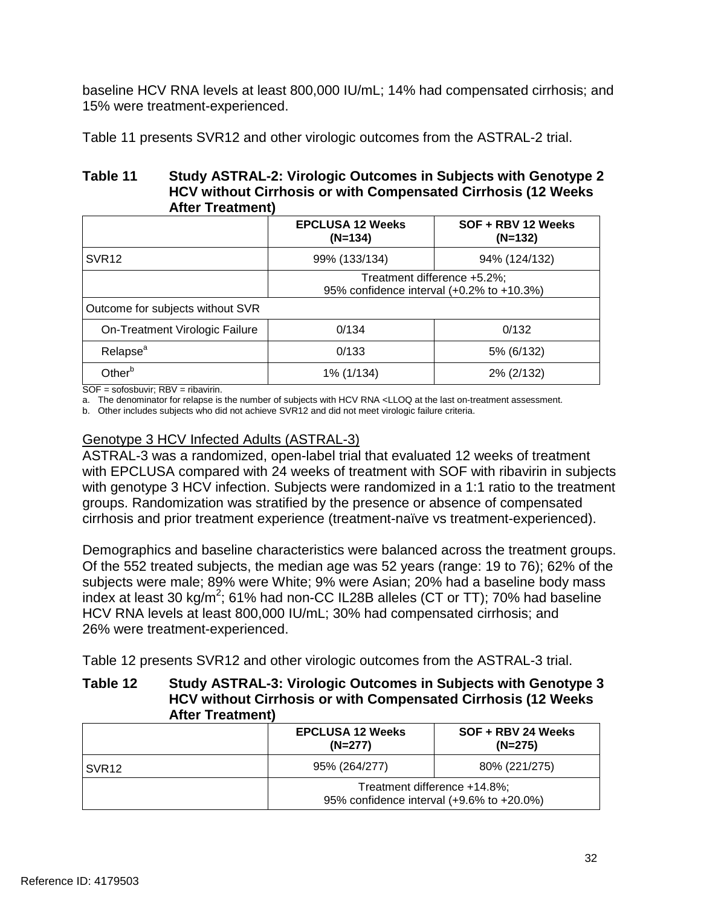baseline HCV RNA levels at least 800,000 IU/mL; 14% had compensated cirrhosis; and 15% were treatment-experienced.

Table 11 presents SVR12 and other virologic outcomes from the ASTRAL-2 trial.

**Table 11 Study ASTRAL-2: Virologic Outcomes in Subjects with Genotype 2 HCV without Cirrhosis or with Compensated Cirrhosis (12 Weeks After Treatment)**

| | EPCLUSA 12 Weeks (N=134) | SOF + RBV 12 Weeks (N=132) |
|---|---|---|
| SVR12 | 99% (133/134) | 94% (124/132) |
| | Treatment difference +5.2%; 95% confidence interval (+0.2% to +10.3%) | |
| Outcome for subjects without SVR | | |
| On-Treatment Virologic Failure | 0/134 | 0/132 |
| Relapse[a] | 0/133 | 5% (6/132) |
| Other[b] | 1% (1/134) | 2% (2/132) |

SOF = sofosbuvir; RBV = ribavirin.

a. The denominator for relapse is the number of subjects with HCV RNA <LLOQ at the last on-treatment assessment.

b. Other includes subjects who did not achieve SVR12 and did not meet virologic failure criteria.

Genotype 3 HCV Infected Adults (ASTRAL-3)

ASTRAL-3 was a randomized, open-label trial that evaluated 12 weeks of treatment with EPCLUSA compared with 24 weeks of treatment with SOF with ribavirin in subjects with genotype 3 HCV infection. Subjects were randomized in a 1:1 ratio to the treatment groups. Randomization was stratified by the presence or absence of compensated cirrhosis and prior treatment experience (treatment-naïve vs treatment-experienced).

Demographics and baseline characteristics were balanced across the treatment groups. Of the 552 treated subjects, the median age was 52 years (range: 19 to 76); 62% of the subjects were male; 89% were White; 9% were Asian; 20% had a baseline body mass index at least 30 kg/m$^2$; 61% had non-CC IL28B alleles (CT or TT); 70% had baseline HCV RNA levels at least 800,000 IU/mL; 30% had compensated cirrhosis; and 26% were treatment-experienced.

Table 12 presents SVR12 and other virologic outcomes from the ASTRAL-3 trial.

**Table 12 Study ASTRAL-3: Virologic Outcomes in Subjects with Genotype 3 HCV without Cirrhosis or with Compensated Cirrhosis (12 Weeks After Treatment)**

| | EPCLUSA 12 Weeks (N=277) | SOF + RBV 24 Weeks (N=275) |
|---|---|---|
| SVR12 | 95% (264/277) | 80% (221/275) |
| | Treatment difference +14.8%; 95% confidence interval (+9.6% to +20.0%) | |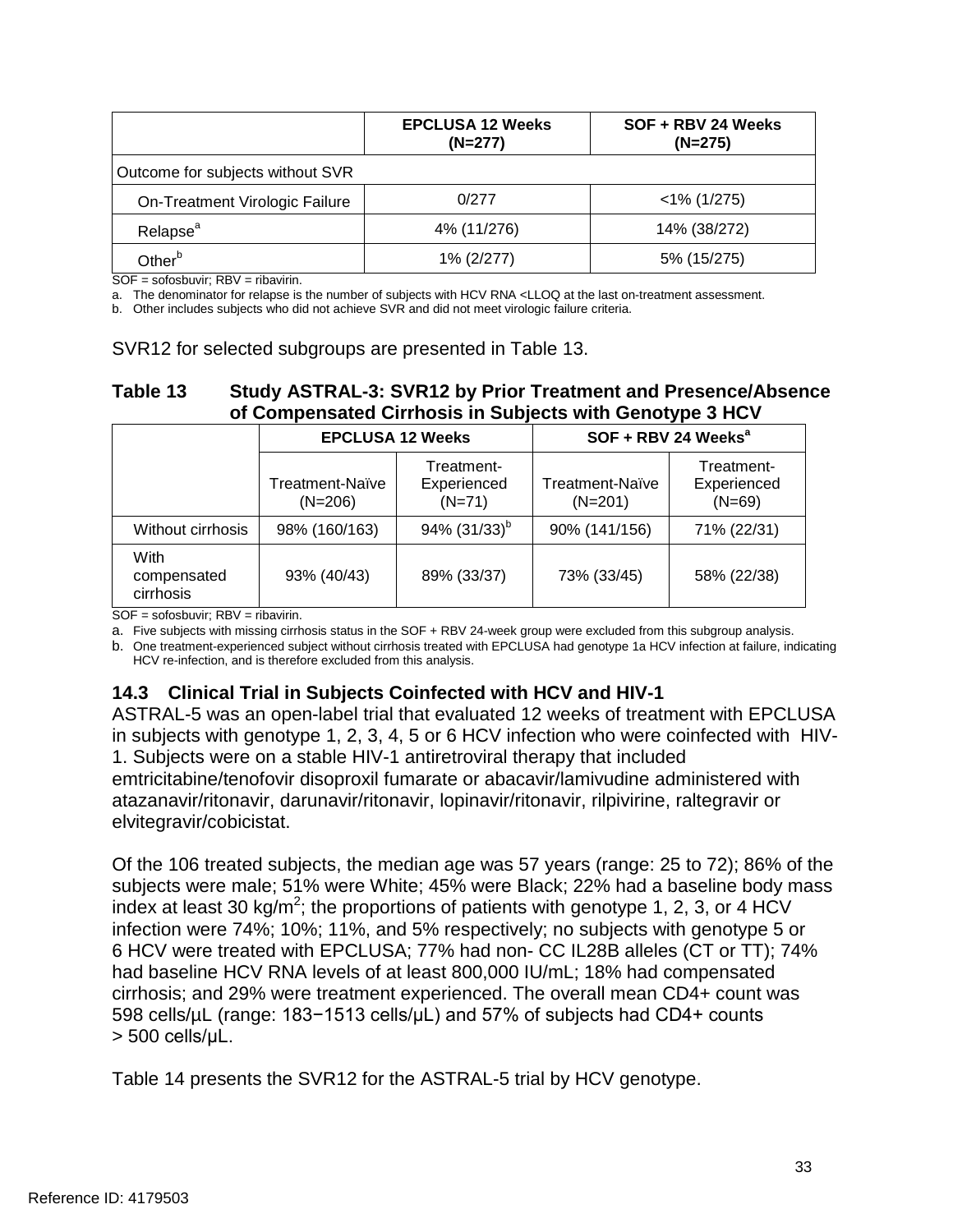|  | EPCLUSA 12 Weeks (N=277) | SOF + RBV 24 Weeks (N=275) |
|---|---|---|
| Outcome for subjects without SVR | | |
| On-Treatment Virologic Failure | 0/277 | <1% (1/275) |
| Relapse[a] | 4% (11/276) | 14% (38/272) |
| Other[b] | 1% (2/277) | 5% (15/275) |

SOF = sofosbuvir; RBV = ribavirin.

a. The denominator for relapse is the number of subjects with HCV RNA <LLOQ at the last on-treatment assessment.

b. Other includes subjects who did not achieve SVR and did not meet virologic failure criteria.

SVR12 for selected subgroups are presented in Table 13.

**Table 13 Study ASTRAL-3: SVR12 by Prior Treatment and Presence/Absence of Compensated Cirrhosis in Subjects with Genotype 3 HCV**

|  | EPCLUSA 12 Weeks | | SOF + RBV 24 Weeks[a] | |
|---|---|---|---|---|
|  | Treatment-Naïve (N=206) | Treatment-Experienced (N=71) | Treatment-Naïve (N=201) | Treatment-Experienced (N=69) |
| Without cirrhosis | 98% (160/163) | 94% (31/33)[b] | 90% (141/156) | 71% (22/31) |
| With compensated cirrhosis | 93% (40/43) | 89% (33/37) | 73% (33/45) | 58% (22/38) |

SOF = sofosbuvir; RBV = ribavirin.

a. Five subjects with missing cirrhosis status in the SOF + RBV 24-week group were excluded from this subgroup analysis.

b. One treatment-experienced subject without cirrhosis treated with EPCLUSA had genotype 1a HCV infection at failure, indicating HCV re-infection, and is therefore excluded from this analysis.

### 14.3 Clinical Trial in Subjects Coinfected with HCV and HIV-1

ASTRAL-5 was an open-label trial that evaluated 12 weeks of treatment with EPCLUSA in subjects with genotype 1, 2, 3, 4, 5 or 6 HCV infection who were coinfected with HIV-1. Subjects were on a stable HIV-1 antiretroviral therapy that included emtricitabine/tenofovir disoproxil fumarate or abacavir/lamivudine administered with atazanavir/ritonavir, darunavir/ritonavir, lopinavir/ritonavir, rilpivirine, raltegravir or elvitegravir/cobicistat.

Of the 106 treated subjects, the median age was 57 years (range: 25 to 72); 86% of the subjects were male; 51% were White; 45% were Black; 22% had a baseline body mass index at least 30 kg/m$^2$; the proportions of patients with genotype 1, 2, 3, or 4 HCV infection were 74%; 10%; 11%, and 5% respectively; no subjects with genotype 5 or 6 HCV were treated with EPCLUSA; 77% had non- CC IL28B alleles (CT or TT); 74% had baseline HCV RNA levels of at least 800,000 IU/mL; 18% had compensated cirrhosis; and 29% were treatment experienced. The overall mean CD4+ count was 598 cells/μL (range: 183−1513 cells/μL) and 57% of subjects had CD4+ counts > 500 cells/μL.

Table 14 presents the SVR12 for the ASTRAL-5 trial by HCV genotype.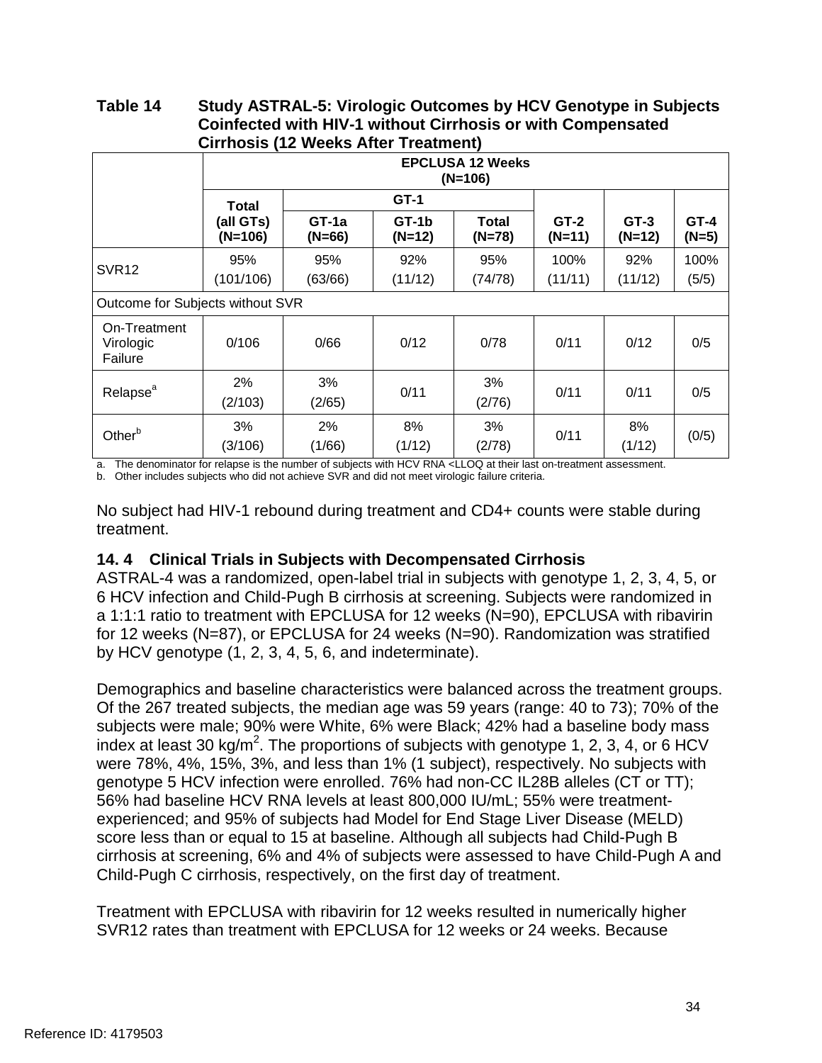**Table 14 Study ASTRAL-5: Virologic Outcomes by HCV Genotype in Subjects Coinfected with HIV-1 without Cirrhosis or with Compensated Cirrhosis (12 Weeks After Treatment)**

| | EPCLUSA 12 Weeks (N=106) | | | | | | |
|---|---|---|---|---|---|---|---|
| | Total (all GTs) (N=106) | GT-1 | | | GT-2 (N=11) | GT-3 (N=12) | GT-4 (N=5) |
| | | GT-1a (N=66) | GT-1b (N=12) | Total (N=78) | | | |
| SVR12 | 95% (101/106) | 95% (63/66) | 92% (11/12) | 95% (74/78) | 100% (11/11) | 92% (11/12) | 100% (5/5) |
| Outcome for Subjects without SVR | | | | | | | |
| On-Treatment Virologic Failure | 0/106 | 0/66 | 0/12 | 0/78 | 0/11 | 0/12 | 0/5 |
| Relapse[a] | 2% (2/103) | 3% (2/65) | 0/11 | 3% (2/76) | 0/11 | 0/11 | 0/5 |
| Other[b] | 3% (3/106) | 2% (1/66) | 8% (1/12) | 3% (2/78) | 0/11 | 8% (1/12) | (0/5) |

a. The denominator for relapse is the number of subjects with HCV RNA <LLOQ at their last on-treatment assessment.
b. Other includes subjects who did not achieve SVR and did not meet virologic failure criteria.

No subject had HIV-1 rebound during treatment and CD4+ counts were stable during treatment.

### 14.4 Clinical Trials in Subjects with Decompensated Cirrhosis

ASTRAL-4 was a randomized, open-label trial in subjects with genotype 1, 2, 3, 4, 5, or 6 HCV infection and Child-Pugh B cirrhosis at screening. Subjects were randomized in a 1:1:1 ratio to treatment with EPCLUSA for 12 weeks (N=90), EPCLUSA with ribavirin for 12 weeks (N=87), or EPCLUSA for 24 weeks (N=90). Randomization was stratified by HCV genotype (1, 2, 3, 4, 5, 6, and indeterminate).

Demographics and baseline characteristics were balanced across the treatment groups. Of the 267 treated subjects, the median age was 59 years (range: 40 to 73); 70% of the subjects were male; 90% were White, 6% were Black; 42% had a baseline body mass index at least 30 kg/m$^2$. The proportions of subjects with genotype 1, 2, 3, 4, or 6 HCV were 78%, 4%, 15%, 3%, and less than 1% (1 subject), respectively. No subjects with genotype 5 HCV infection were enrolled. 76% had non-CC IL28B alleles (CT or TT); 56% had baseline HCV RNA levels at least 800,000 IU/mL; 55% were treatment-experienced; and 95% of subjects had Model for End Stage Liver Disease (MELD) score less than or equal to 15 at baseline. Although all subjects had Child-Pugh B cirrhosis at screening, 6% and 4% of subjects were assessed to have Child-Pugh A and Child-Pugh C cirrhosis, respectively, on the first day of treatment.

Treatment with EPCLUSA with ribavirin for 12 weeks resulted in numerically higher SVR12 rates than treatment with EPCLUSA for 12 weeks or 24 weeks. Because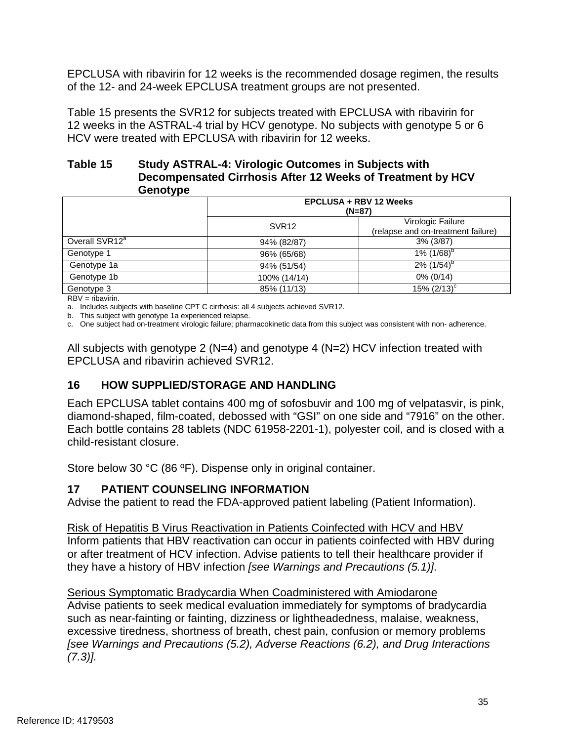EPCLUSA with ribavirin for 12 weeks is the recommended dosage regimen, the results of the 12- and 24-week EPCLUSA treatment groups are not presented.

Table 15 presents the SVR12 for subjects treated with EPCLUSA with ribavirin for 12 weeks in the ASTRAL-4 trial by HCV genotype. No subjects with genotype 5 or 6 HCV were treated with EPCLUSA with ribavirin for 12 weeks.

**Table 15 Study ASTRAL-4: Virologic Outcomes in Subjects with Decompensated Cirrhosis After 12 Weeks of Treatment by HCV Genotype**

| | EPCLUSA + RBV 12 Weeks (N=87) | |
|---|---|---|
| | SVR12 | Virologic Failure (relapse and on-treatment failure) |
| Overall SVR12[a] | 94% (82/87) | 3% (3/87) |
| Genotype 1 | 96% (65/68) | 1% (1/68)[b] |
| Genotype 1a | 94% (51/54) | 2% (1/54)[b] |
| Genotype 1b | 100% (14/14) | 0% (0/14) |
| Genotype 3 | 85% (11/13) | 15% (2/13)[c] |

RBV = ribavirin.

a. Includes subjects with baseline CPT C cirrhosis: all 4 subjects achieved SVR12.

b. This subject with genotype 1a experienced relapse.

c. One subject had on-treatment virologic failure; pharmacokinetic data from this subject was consistent with non- adherence.

All subjects with genotype 2 (N=4) and genotype 4 (N=2) HCV infection treated with EPCLUSA and ribavirin achieved SVR12.

## 16 HOW SUPPLIED/STORAGE AND HANDLING

Each EPCLUSA tablet contains 400 mg of sofosbuvir and 100 mg of velpatasvir, is pink, diamond-shaped, film-coated, debossed with "GSI" on one side and "7916" on the other. Each bottle contains 28 tablets (NDC 61958-2201-1), polyester coil, and is closed with a child-resistant closure.

Store below 30 °C (86 ºF). Dispense only in original container.

## 17 PATIENT COUNSELING INFORMATION

Advise the patient to read the FDA-approved patient labeling (Patient Information).

Risk of Hepatitis B Virus Reactivation in Patients Coinfected with HCV and HBV

Inform patients that HBV reactivation can occur in patients coinfected with HBV during or after treatment of HCV infection. Advise patients to tell their healthcare provider if they have a history of HBV infection *[see Warnings and Precautions (5.1)]*.

Serious Symptomatic Bradycardia When Coadministered with Amiodarone

Advise patients to seek medical evaluation immediately for symptoms of bradycardia such as near-fainting or fainting, dizziness or lightheadedness, malaise, weakness, excessive tiredness, shortness of breath, chest pain, confusion or memory problems *[see Warnings and Precautions (5.2), Adverse Reactions (6.2), and Drug Interactions (7.3)].*

Reference ID: 4179503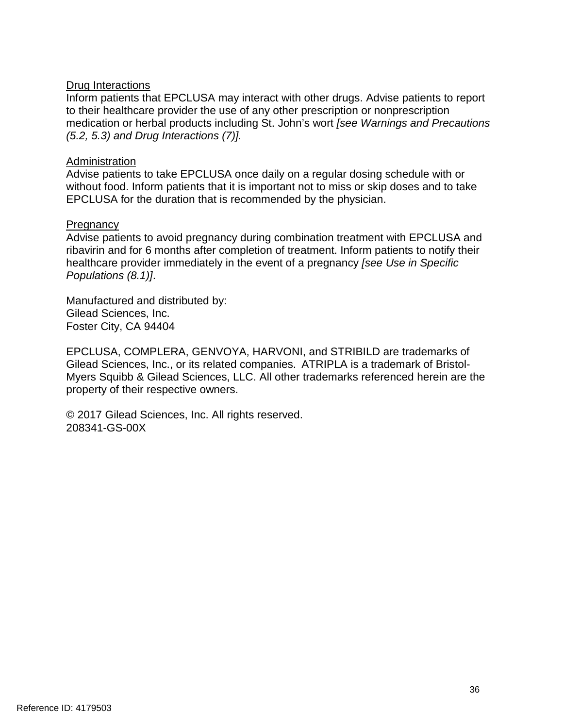Drug Interactions

Inform patients that EPCLUSA may interact with other drugs. Advise patients to report to their healthcare provider the use of any other prescription or nonprescription medication or herbal products including St. John's wort *[see Warnings and Precautions (5.2, 5.3) and Drug Interactions (7)].*

Administration

Advise patients to take EPCLUSA once daily on a regular dosing schedule with or without food. Inform patients that it is important not to miss or skip doses and to take EPCLUSA for the duration that is recommended by the physician.

Pregnancy

Advise patients to avoid pregnancy during combination treatment with EPCLUSA and ribavirin and for 6 months after completion of treatment. Inform patients to notify their healthcare provider immediately in the event of a pregnancy *[see Use in Specific Populations (8.1)]*.

Manufactured and distributed by:
Gilead Sciences, Inc.
Foster City, CA 94404

EPCLUSA, COMPLERA, GENVOYA, HARVONI, and STRIBILD are trademarks of Gilead Sciences, Inc., or its related companies. ATRIPLA is a trademark of Bristol-Myers Squibb & Gilead Sciences, LLC. All other trademarks referenced herein are the property of their respective owners.

© 2017 Gilead Sciences, Inc. All rights reserved.
208341-GS-00X

Reference ID: 4179503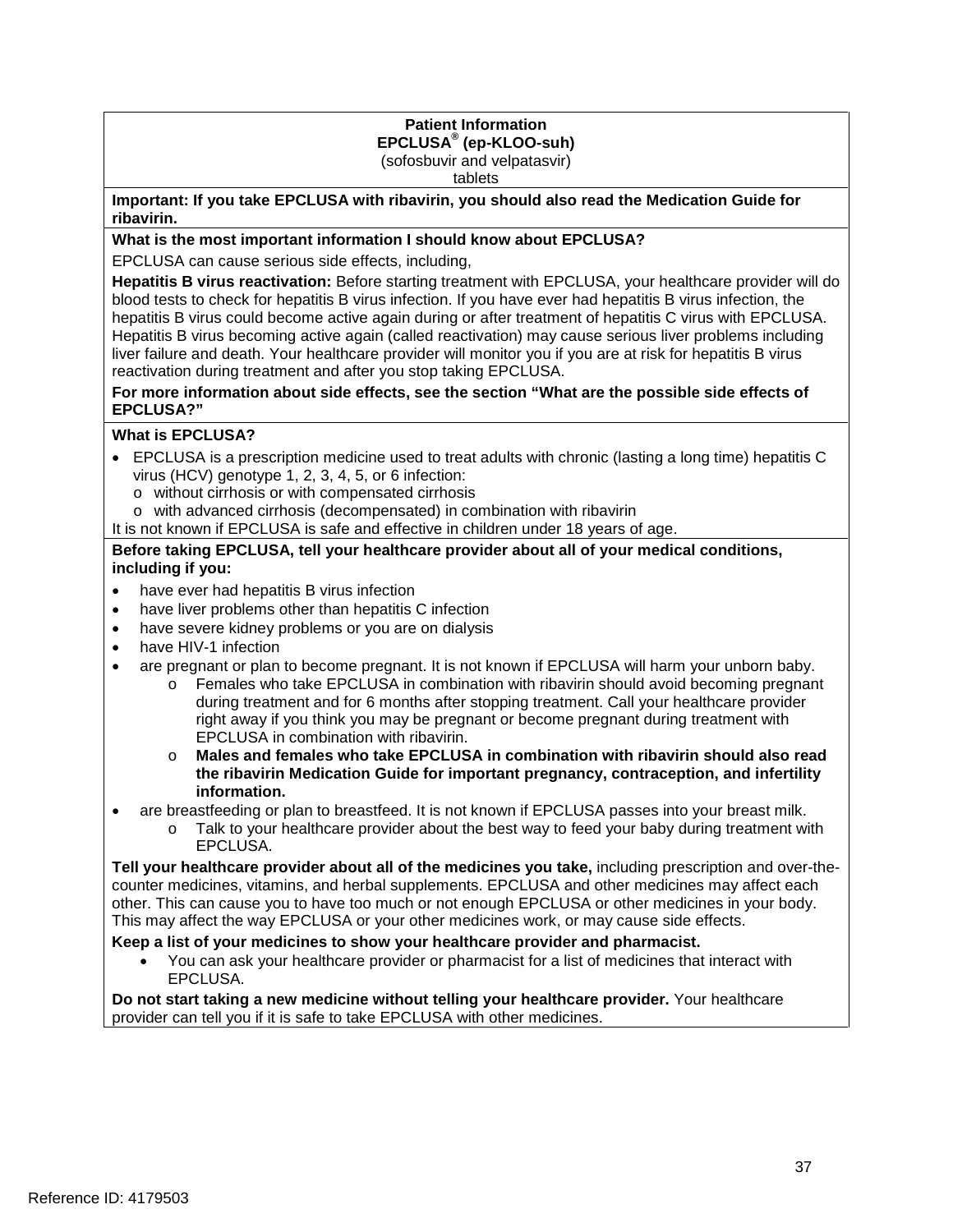**Patient Information**
**EPCLUSA® (ep-KLOO-suh)**
(sofosbuvir and velpatasvir)
tablets

**Important: If you take EPCLUSA with ribavirin, you should also read the Medication Guide for ribavirin.**

**What is the most important information I should know about EPCLUSA?**

EPCLUSA can cause serious side effects, including,

**Hepatitis B virus reactivation:** Before starting treatment with EPCLUSA, your healthcare provider will do blood tests to check for hepatitis B virus infection. If you have ever had hepatitis B virus infection, the hepatitis B virus could become active again during or after treatment of hepatitis C virus with EPCLUSA. Hepatitis B virus becoming active again (called reactivation) may cause serious liver problems including liver failure and death. Your healthcare provider will monitor you if you are at risk for hepatitis B virus reactivation during treatment and after you stop taking EPCLUSA.

**For more information about side effects, see the section "What are the possible side effects of EPCLUSA?"**

**What is EPCLUSA?**

- EPCLUSA is a prescription medicine used to treat adults with chronic (lasting a long time) hepatitis C virus (HCV) genotype 1, 2, 3, 4, 5, or 6 infection:
  - without cirrhosis or with compensated cirrhosis
  - with advanced cirrhosis (decompensated) in combination with ribavirin

It is not known if EPCLUSA is safe and effective in children under 18 years of age.

**Before taking EPCLUSA, tell your healthcare provider about all of your medical conditions, including if you:**

- have ever had hepatitis B virus infection
- have liver problems other than hepatitis C infection
- have severe kidney problems or you are on dialysis
- have HIV-1 infection
- are pregnant or plan to become pregnant. It is not known if EPCLUSA will harm your unborn baby.
  - Females who take EPCLUSA in combination with ribavirin should avoid becoming pregnant during treatment and for 6 months after stopping treatment. Call your healthcare provider right away if you think you may be pregnant or become pregnant during treatment with EPCLUSA in combination with ribavirin.
  - **Males and females who take EPCLUSA in combination with ribavirin should also read the ribavirin Medication Guide for important pregnancy, contraception, and infertility information.**
- are breastfeeding or plan to breastfeed. It is not known if EPCLUSA passes into your breast milk.
  - Talk to your healthcare provider about the best way to feed your baby during treatment with EPCLUSA.

**Tell your healthcare provider about all of the medicines you take,** including prescription and over-the-counter medicines, vitamins, and herbal supplements. EPCLUSA and other medicines may affect each other. This can cause you to have too much or not enough EPCLUSA or other medicines in your body. This may affect the way EPCLUSA or your other medicines work, or may cause side effects.

**Keep a list of your medicines to show your healthcare provider and pharmacist.**

- You can ask your healthcare provider or pharmacist for a list of medicines that interact with EPCLUSA.

**Do not start taking a new medicine without telling your healthcare provider.** Your healthcare provider can tell you if it is safe to take EPCLUSA with other medicines.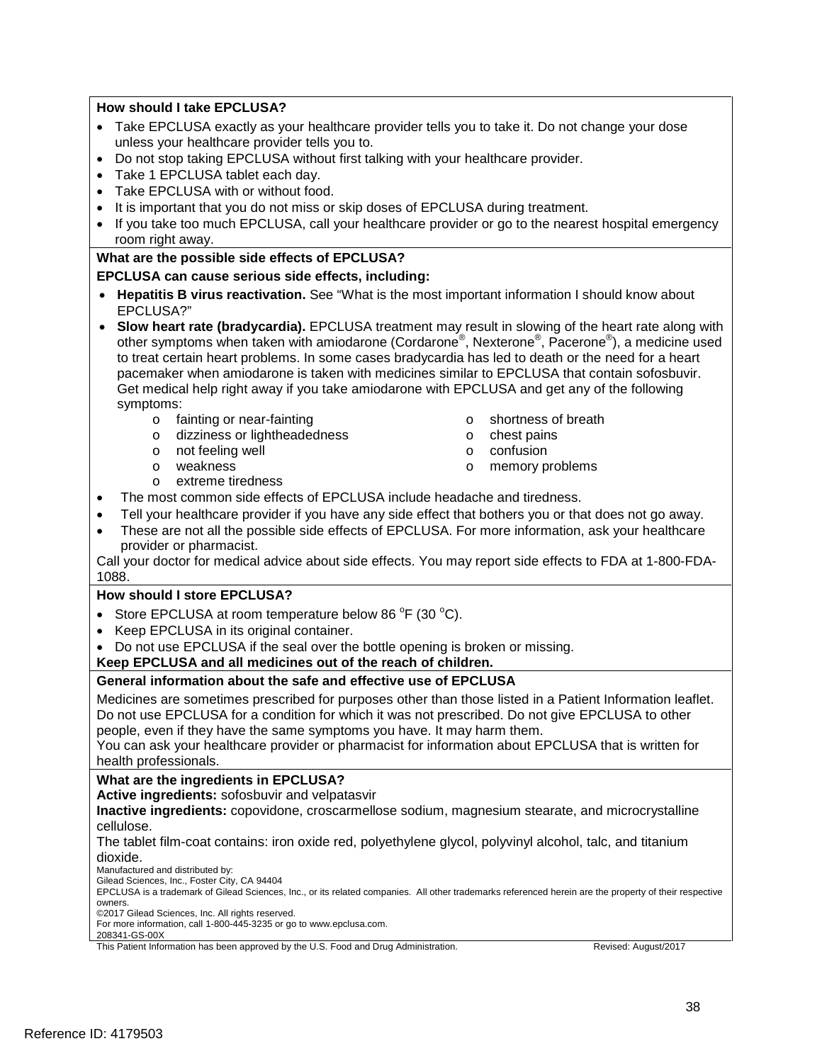**How should I take EPCLUSA?**

- Take EPCLUSA exactly as your healthcare provider tells you to take it. Do not change your dose unless your healthcare provider tells you to.
- Do not stop taking EPCLUSA without first talking with your healthcare provider.
- Take 1 EPCLUSA tablet each day.
- Take EPCLUSA with or without food.
- It is important that you do not miss or skip doses of EPCLUSA during treatment.
- If you take too much EPCLUSA, call your healthcare provider or go to the nearest hospital emergency room right away.

**What are the possible side effects of EPCLUSA?**

**EPCLUSA can cause serious side effects, including:**

- **Hepatitis B virus reactivation.** See "What is the most important information I should know about EPCLUSA?"
- **Slow heart rate (bradycardia).** EPCLUSA treatment may result in slowing of the heart rate along with other symptoms when taken with amiodarone (Cordarone®, Nexterone®, Pacerone®), a medicine used to treat certain heart problems. In some cases bradycardia has led to death or the need for a heart pacemaker when amiodarone is taken with medicines similar to EPCLUSA that contain sofosbuvir. Get medical help right away if you take amiodarone with EPCLUSA and get any of the following symptoms:
  - fainting or near-fainting
  - dizziness or lightheadedness
  - not feeling well
  - weakness
  - extreme tiredness
  - shortness of breath
  - chest pains
  - confusion
  - memory problems
- The most common side effects of EPCLUSA include headache and tiredness.
- Tell your healthcare provider if you have any side effect that bothers you or that does not go away.
- These are not all the possible side effects of EPCLUSA. For more information, ask your healthcare provider or pharmacist.

Call your doctor for medical advice about side effects. You may report side effects to FDA at 1-800-FDA-1088.

**How should I store EPCLUSA?**

- Store EPCLUSA at room temperature below 86 °F (30 °C).
- Keep EPCLUSA in its original container.
- Do not use EPCLUSA if the seal over the bottle opening is broken or missing.

**Keep EPCLUSA and all medicines out of the reach of children.**

**General information about the safe and effective use of EPCLUSA**

Medicines are sometimes prescribed for purposes other than those listed in a Patient Information leaflet. Do not use EPCLUSA for a condition for which it was not prescribed. Do not give EPCLUSA to other people, even if they have the same symptoms you have. It may harm them.

You can ask your healthcare provider or pharmacist for information about EPCLUSA that is written for health professionals.

**What are the ingredients in EPCLUSA?**

**Active ingredients:** sofosbuvir and velpatasvir

**Inactive ingredients:** copovidone, croscarmellose sodium, magnesium stearate, and microcrystalline cellulose.

The tablet film-coat contains: iron oxide red, polyethylene glycol, polyvinyl alcohol, talc, and titanium dioxide.

Manufactured and distributed by:
Gilead Sciences, Inc., Foster City, CA 94404

EPCLUSA is a trademark of Gilead Sciences, Inc., or its related companies. All other trademarks referenced herein are the property of their respective owners.

©2017 Gilead Sciences, Inc. All rights reserved.

For more information, call 1-800-445-3235 or go to www.epclusa.com.

208341-GS-00X

This Patient Information has been approved by the U.S. Food and Drug Administration. Revised: August/2017

Reference ID: 4179503